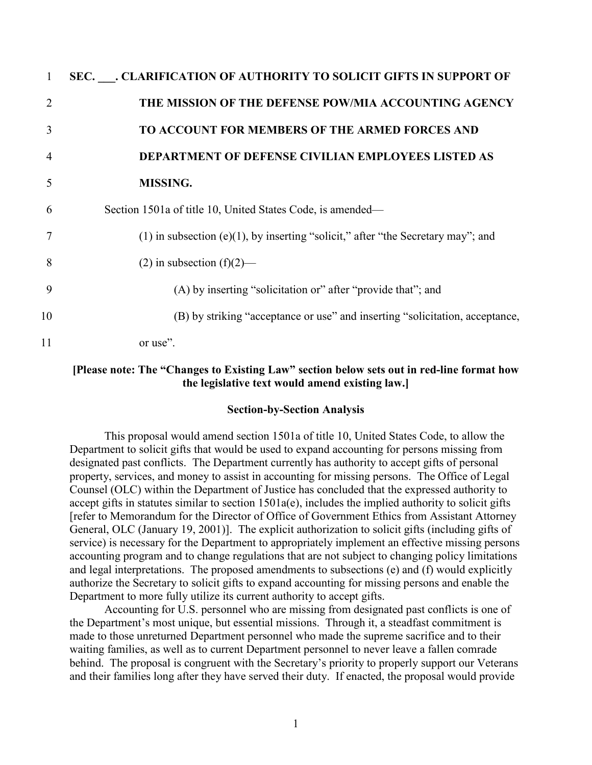**SEC. \_\_\_. CLARIFICATION OF AUTHORITY TO SOLICIT GIFTS IN SUPPORT OF THE MISSION OF THE DEFENSE POW/MIA ACCOUNTING AGENCY TO ACCOUNT FOR MEMBERS OF THE ARMED FORCES AND DEPARTMENT OF DEFENSE CIVILIAN EMPLOYEES LISTED AS MISSING.**

Section 1501a of title 10, United States Code, is amended—

(1) in subsection (e)(1), by inserting "solicit," after "the Secretary may"; and

(2) in subsection (f)(2)—

(A) by inserting "solicitation or" after "provide that"; and

(B) by striking "acceptance or use" and inserting "solicitation, acceptance, or use".

**[Please note: The "Changes to Existing Law" section below sets out in red-line format how the legislative text would amend existing law.]**

**Section-by-Section Analysis**

This proposal would amend section 1501a of title 10, United States Code, to allow the Department to solicit gifts that would be used to expand accounting for persons missing from designated past conflicts. The Department currently has authority to accept gifts of personal property, services, and money to assist in accounting for missing persons. The Office of Legal Counsel (OLC) within the Department of Justice has concluded that the expressed authority to accept gifts in statutes similar to section 1501a(e), includes the implied authority to solicit gifts [refer to Memorandum for the Director of Office of Government Ethics from Assistant Attorney General, OLC (January 19, 2001)]. The explicit authorization to solicit gifts (including gifts of service) is necessary for the Department to appropriately implement an effective missing persons accounting program and to change regulations that are not subject to changing policy limitations and legal interpretations. The proposed amendments to subsections (e) and (f) would explicitly authorize the Secretary to solicit gifts to expand accounting for missing persons and enable the Department to more fully utilize its current authority to accept gifts.

Accounting for U.S. personnel who are missing from designated past conflicts is one of the Department's most unique, but essential missions. Through it, a steadfast commitment is made to those unreturned Department personnel who made the supreme sacrifice and to their waiting families, as well as to current Department personnel to never leave a fallen comrade behind. The proposal is congruent with the Secretary's priority to properly support our Veterans and their families long after they have served their duty. If enacted, the proposal would provide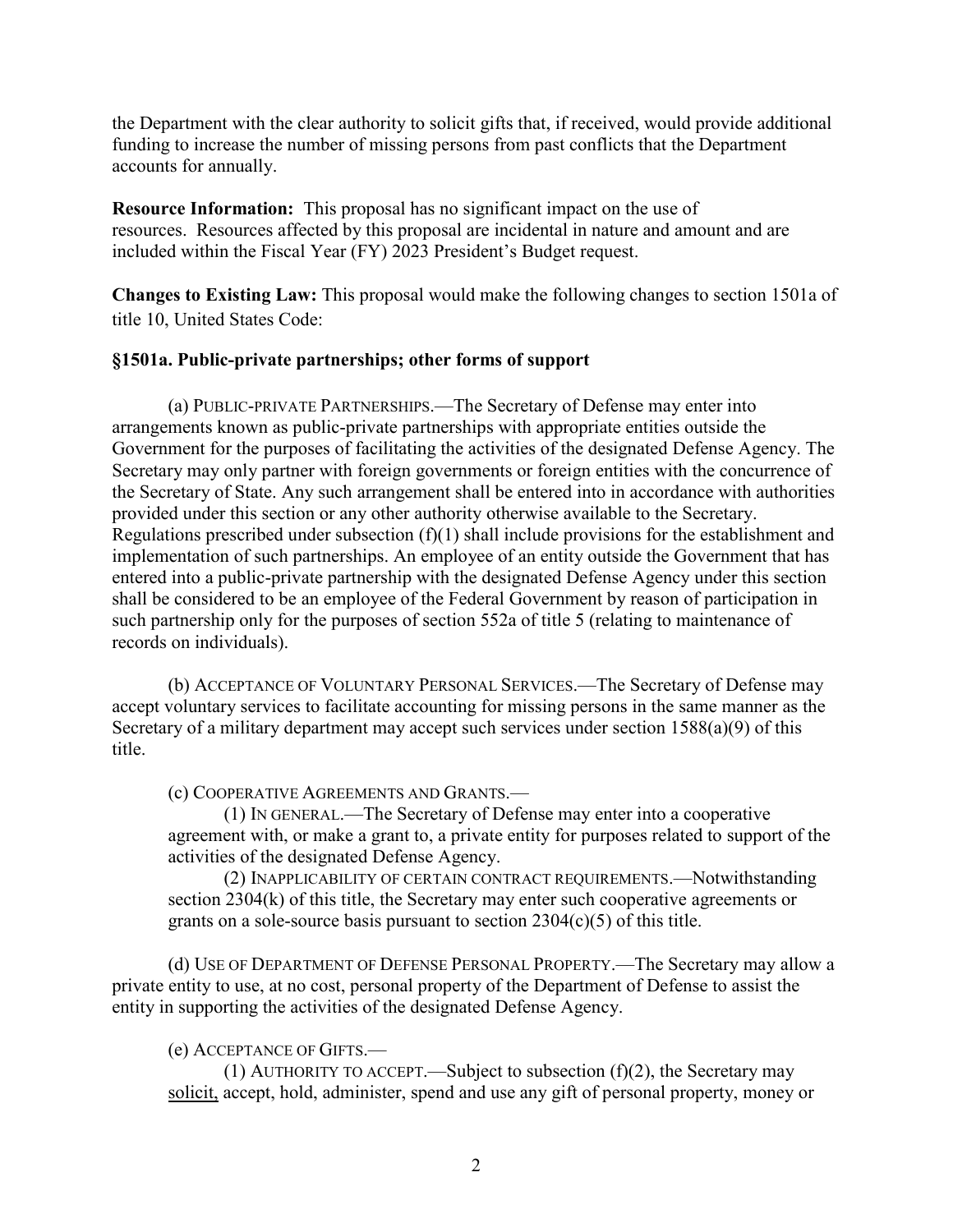the Department with the clear authority to solicit gifts that, if received, would provide additional funding to increase the number of missing persons from past conflicts that the Department accounts for annually.

**Resource Information:** This proposal has no significant impact on the use of resources. Resources affected by this proposal are incidental in nature and amount and are included within the Fiscal Year (FY) 2023 President's Budget request.

**Changes to Existing Law:** This proposal would make the following changes to section 1501a of title 10, United States Code:

### §1501a. Public-private partnerships; other forms of support

(a) PUBLIC-PRIVATE PARTNERSHIPS.—The Secretary of Defense may enter into arrangements known as public-private partnerships with appropriate entities outside the Government for the purposes of facilitating the activities of the designated Defense Agency. The Secretary may only partner with foreign governments or foreign entities with the concurrence of the Secretary of State. Any such arrangement shall be entered into in accordance with authorities provided under this section or any other authority otherwise available to the Secretary. Regulations prescribed under subsection (f)(1) shall include provisions for the establishment and implementation of such partnerships. An employee of an entity outside the Government that has entered into a public-private partnership with the designated Defense Agency under this section shall be considered to be an employee of the Federal Government by reason of participation in such partnership only for the purposes of section 552a of title 5 (relating to maintenance of records on individuals).

(b) ACCEPTANCE OF VOLUNTARY PERSONAL SERVICES.—The Secretary of Defense may accept voluntary services to facilitate accounting for missing persons in the same manner as the Secretary of a military department may accept such services under section 1588(a)(9) of this title.

(c) COOPERATIVE AGREEMENTS AND GRANTS.—

(1) IN GENERAL.—The Secretary of Defense may enter into a cooperative agreement with, or make a grant to, a private entity for purposes related to support of the activities of the designated Defense Agency.

(2) INAPPLICABILITY OF CERTAIN CONTRACT REQUIREMENTS.—Notwithstanding section 2304(k) of this title, the Secretary may enter such cooperative agreements or grants on a sole-source basis pursuant to section 2304(c)(5) of this title.

(d) USE OF DEPARTMENT OF DEFENSE PERSONAL PROPERTY.—The Secretary may allow a private entity to use, at no cost, personal property of the Department of Defense to assist the entity in supporting the activities of the designated Defense Agency.

(e) ACCEPTANCE OF GIFTS.—

(1) AUTHORITY TO ACCEPT.—Subject to subsection (f)(2), the Secretary may <u>solicit,</u> accept, hold, administer, spend and use any gift of personal property, money or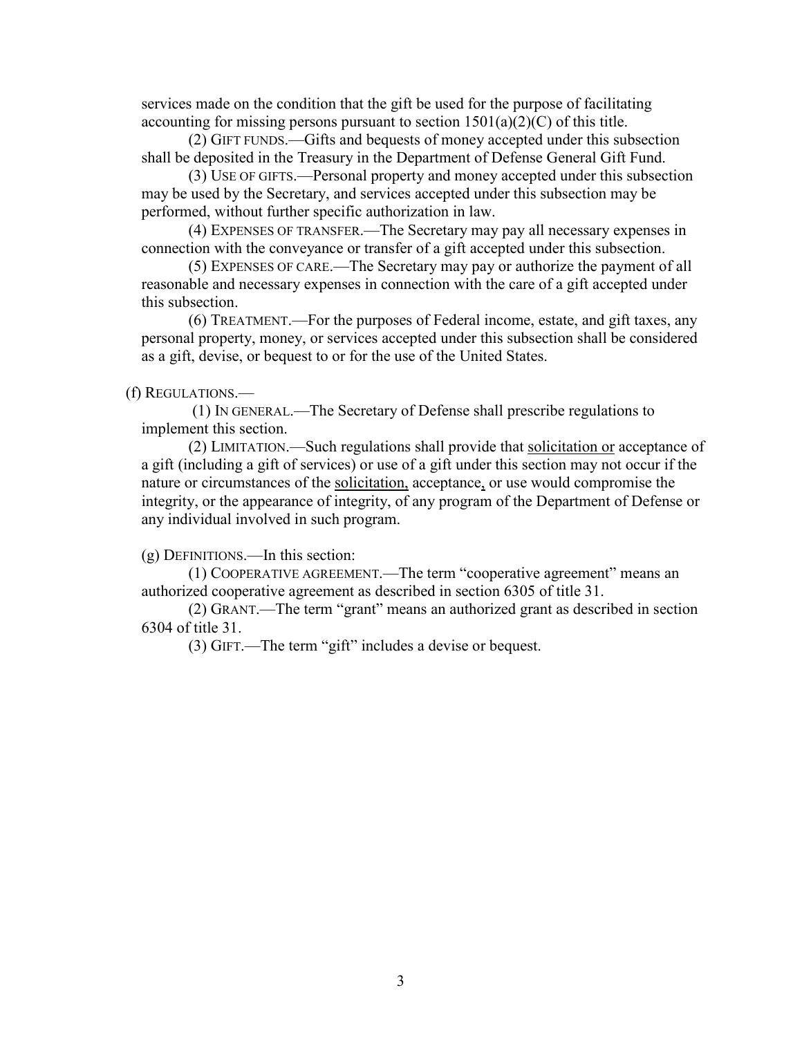services made on the condition that the gift be used for the purpose of facilitating accounting for missing persons pursuant to section 1501(a)(2)(C) of this title.

(2) GIFT FUNDS.—Gifts and bequests of money accepted under this subsection shall be deposited in the Treasury in the Department of Defense General Gift Fund.

(3) USE OF GIFTS.—Personal property and money accepted under this subsection may be used by the Secretary, and services accepted under this subsection may be performed, without further specific authorization in law.

(4) EXPENSES OF TRANSFER.—The Secretary may pay all necessary expenses in connection with the conveyance or transfer of a gift accepted under this subsection.

(5) EXPENSES OF CARE.—The Secretary may pay or authorize the payment of all reasonable and necessary expenses in connection with the care of a gift accepted under this subsection.

(6) TREATMENT.—For the purposes of Federal income, estate, and gift taxes, any personal property, money, or services accepted under this subsection shall be considered as a gift, devise, or bequest to or for the use of the United States.

(f) REGULATIONS.—

(1) IN GENERAL.—The Secretary of Defense shall prescribe regulations to implement this section.

(2) LIMITATION.—Such regulations shall provide that <u>solicitation or</u> acceptance of a gift (including a gift of services) or use of a gift under this section may not occur if the nature or circumstances of the <u>solicitation,</u> acceptance<u>,</u> or use would compromise the integrity, or the appearance of integrity, of any program of the Department of Defense or any individual involved in such program.

(g) DEFINITIONS.—In this section:

(1) COOPERATIVE AGREEMENT.—The term "cooperative agreement" means an authorized cooperative agreement as described in section 6305 of title 31.

(2) GRANT.—The term "grant" means an authorized grant as described in section 6304 of title 31.

(3) GIFT.—The term "gift" includes a devise or bequest.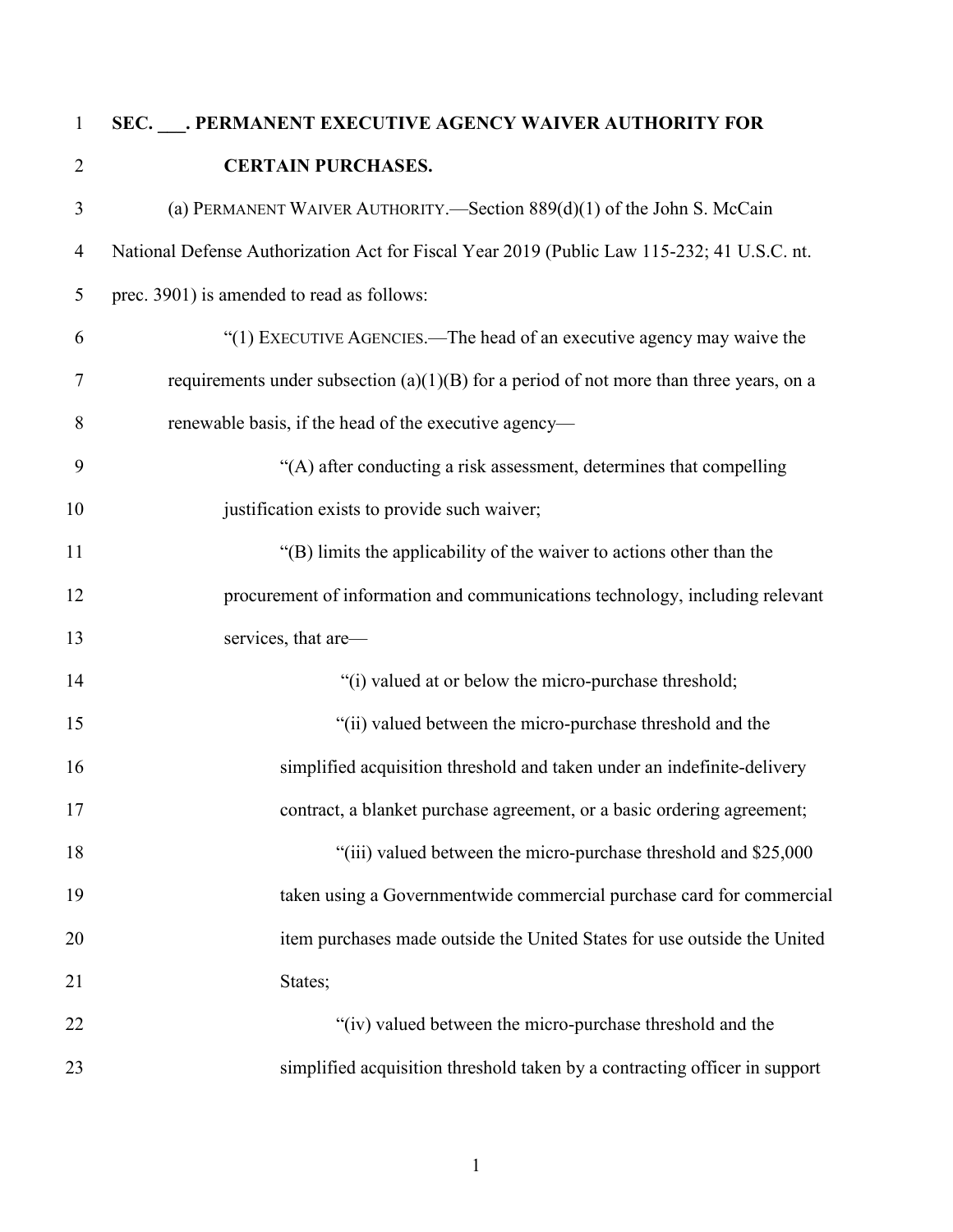**SEC. ___. PERMANENT EXECUTIVE AGENCY WAIVER AUTHORITY FOR CERTAIN PURCHASES.**

(a) PERMANENT WAIVER AUTHORITY.—Section 889(d)(1) of the John S. McCain National Defense Authorization Act for Fiscal Year 2019 (Public Law 115-232; 41 U.S.C. nt. prec. 3901) is amended to read as follows:

"(1) EXECUTIVE AGENCIES.—The head of an executive agency may waive the requirements under subsection (a)(1)(B) for a period of not more than three years, on a renewable basis, if the head of the executive agency—

"(A) after conducting a risk assessment, determines that compelling justification exists to provide such waiver;

"(B) limits the applicability of the waiver to actions other than the procurement of information and communications technology, including relevant services, that are—

"(i) valued at or below the micro-purchase threshold;

"(ii) valued between the micro-purchase threshold and the simplified acquisition threshold and taken under an indefinite-delivery contract, a blanket purchase agreement, or a basic ordering agreement;

"(iii) valued between the micro-purchase threshold and $25,000 taken using a Governmentwide commercial purchase card for commercial item purchases made outside the United States for use outside the United States;

"(iv) valued between the micro-purchase threshold and the simplified acquisition threshold taken by a contracting officer in support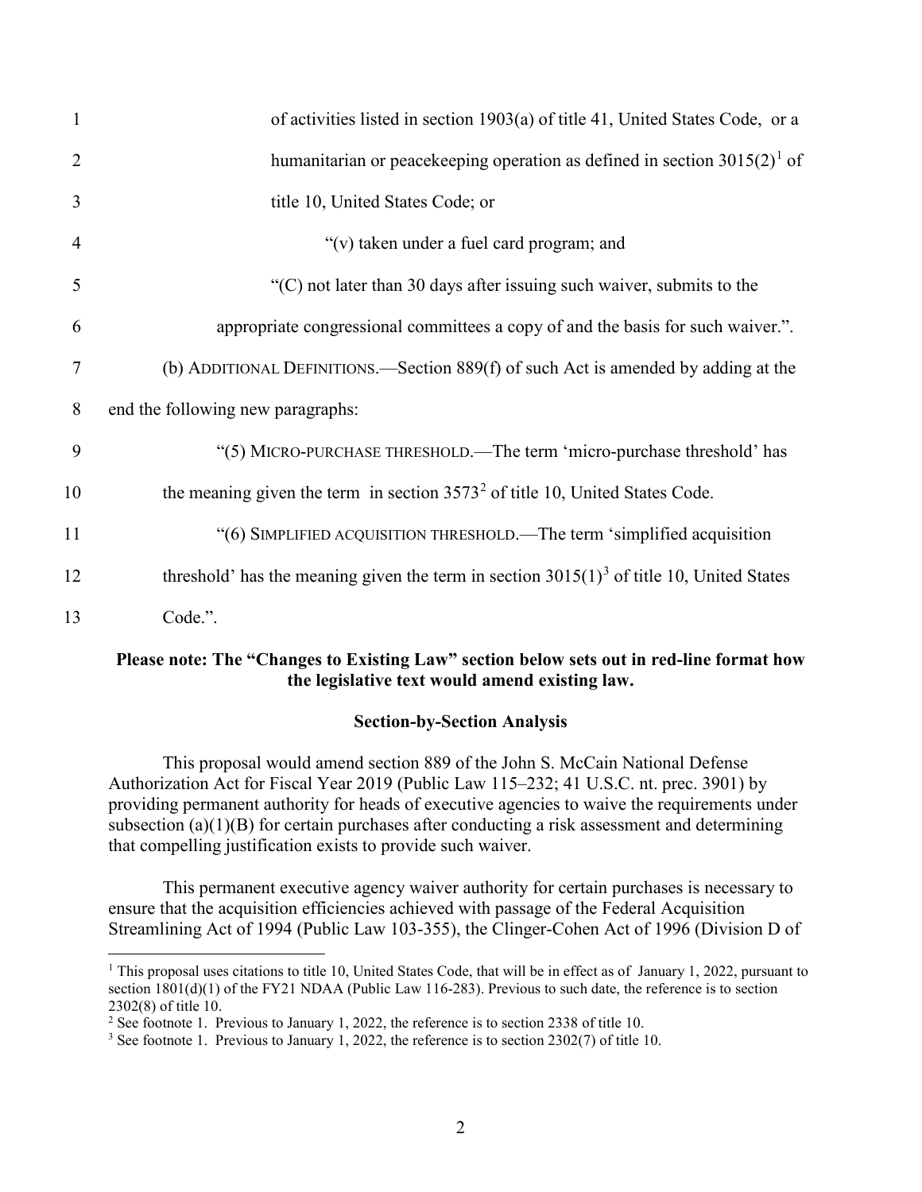of activities listed in section 1903(a) of title 41, United States Code, or a humanitarian or peacekeeping operation as defined in section 3015(2)[1] of title 10, United States Code; or

"(v) taken under a fuel card program; and

"(C) not later than 30 days after issuing such waiver, submits to the appropriate congressional committees a copy of and the basis for such waiver.".

(b) ADDITIONAL DEFINITIONS.—Section 889(f) of such Act is amended by adding at the end the following new paragraphs:

"(5) MICRO-PURCHASE THRESHOLD.—The term 'micro-purchase threshold' has the meaning given the term in section 3573[2] of title 10, United States Code.

"(6) SIMPLIFIED ACQUISITION THRESHOLD.—The term 'simplified acquisition threshold' has the meaning given the term in section 3015(1)[3] of title 10, United States Code.".

**Please note: The "Changes to Existing Law" section below sets out in red-line format how the legislative text would amend existing law.**

**Section-by-Section Analysis**

This proposal would amend section 889 of the John S. McCain National Defense Authorization Act for Fiscal Year 2019 (Public Law 115–232; 41 U.S.C. nt. prec. 3901) by providing permanent authority for heads of executive agencies to waive the requirements under subsection (a)(1)(B) for certain purchases after conducting a risk assessment and determining that compelling justification exists to provide such waiver.

This permanent executive agency waiver authority for certain purchases is necessary to ensure that the acquisition efficiencies achieved with passage of the Federal Acquisition Streamlining Act of 1994 (Public Law 103-355), the Clinger-Cohen Act of 1996 (Division D of

---

[1] This proposal uses citations to title 10, United States Code, that will be in effect as of January 1, 2022, pursuant to section 1801(d)(1) of the FY21 NDAA (Public Law 116-283). Previous to such date, the reference is to section 2302(8) of title 10.

[2] See footnote 1. Previous to January 1, 2022, the reference is to section 2338 of title 10.

[3] See footnote 1. Previous to January 1, 2022, the reference is to section 2302(7) of title 10.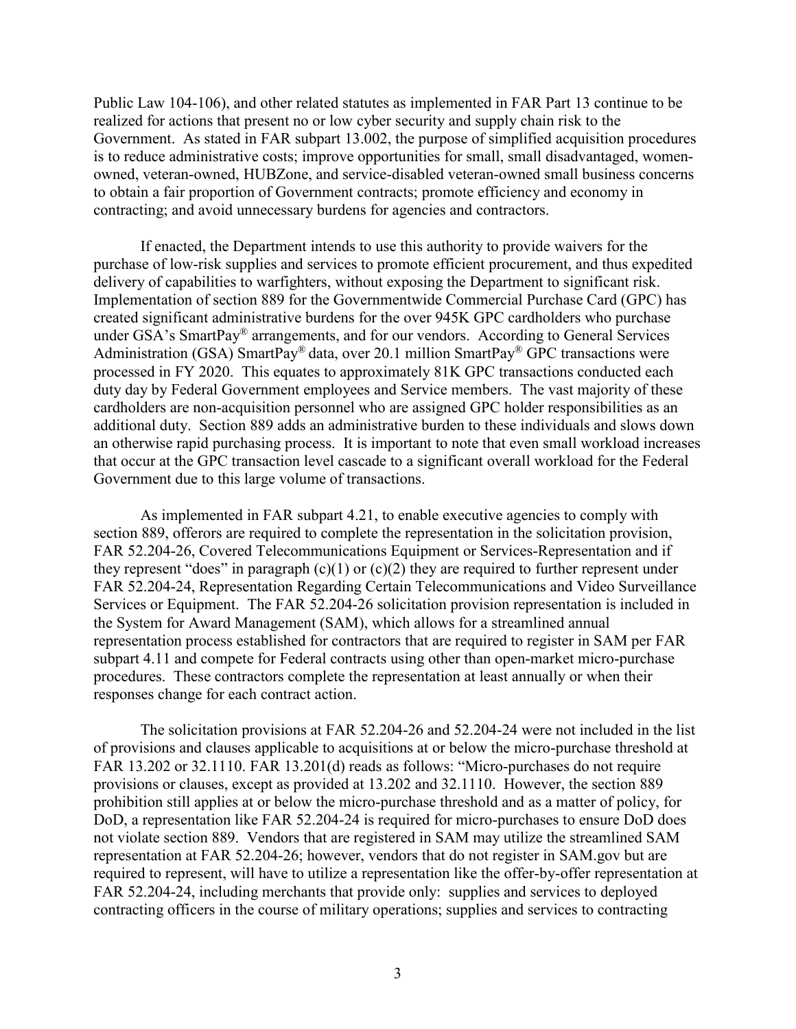Public Law 104-106), and other related statutes as implemented in FAR Part 13 continue to be realized for actions that present no or low cyber security and supply chain risk to the Government. As stated in FAR subpart 13.002, the purpose of simplified acquisition procedures is to reduce administrative costs; improve opportunities for small, small disadvantaged, women-owned, veteran-owned, HUBZone, and service-disabled veteran-owned small business concerns to obtain a fair proportion of Government contracts; promote efficiency and economy in contracting; and avoid unnecessary burdens for agencies and contractors.

If enacted, the Department intends to use this authority to provide waivers for the purchase of low-risk supplies and services to promote efficient procurement, and thus expedited delivery of capabilities to warfighters, without exposing the Department to significant risk. Implementation of section 889 for the Governmentwide Commercial Purchase Card (GPC) has created significant administrative burdens for the over 945K GPC cardholders who purchase under GSA's SmartPay® arrangements, and for our vendors. According to General Services Administration (GSA) SmartPay® data, over 20.1 million SmartPay® GPC transactions were processed in FY 2020. This equates to approximately 81K GPC transactions conducted each duty day by Federal Government employees and Service members. The vast majority of these cardholders are non-acquisition personnel who are assigned GPC holder responsibilities as an additional duty. Section 889 adds an administrative burden to these individuals and slows down an otherwise rapid purchasing process. It is important to note that even small workload increases that occur at the GPC transaction level cascade to a significant overall workload for the Federal Government due to this large volume of transactions.

As implemented in FAR subpart 4.21, to enable executive agencies to comply with section 889, offerors are required to complete the representation in the solicitation provision, FAR 52.204-26, Covered Telecommunications Equipment or Services-Representation and if they represent "does" in paragraph (c)(1) or (c)(2) they are required to further represent under FAR 52.204-24, Representation Regarding Certain Telecommunications and Video Surveillance Services or Equipment. The FAR 52.204-26 solicitation provision representation is included in the System for Award Management (SAM), which allows for a streamlined annual representation process established for contractors that are required to register in SAM per FAR subpart 4.11 and compete for Federal contracts using other than open-market micro-purchase procedures. These contractors complete the representation at least annually or when their responses change for each contract action.

The solicitation provisions at FAR 52.204-26 and 52.204-24 were not included in the list of provisions and clauses applicable to acquisitions at or below the micro-purchase threshold at FAR 13.202 or 32.1110. FAR 13.201(d) reads as follows: "Micro-purchases do not require provisions or clauses, except as provided at 13.202 and 32.1110. However, the section 889 prohibition still applies at or below the micro-purchase threshold and as a matter of policy, for DoD, a representation like FAR 52.204-24 is required for micro-purchases to ensure DoD does not violate section 889. Vendors that are registered in SAM may utilize the streamlined SAM representation at FAR 52.204-26; however, vendors that do not register in SAM.gov but are required to represent, will have to utilize a representation like the offer-by-offer representation at FAR 52.204-24, including merchants that provide only: supplies and services to deployed contracting officers in the course of military operations; supplies and services to contracting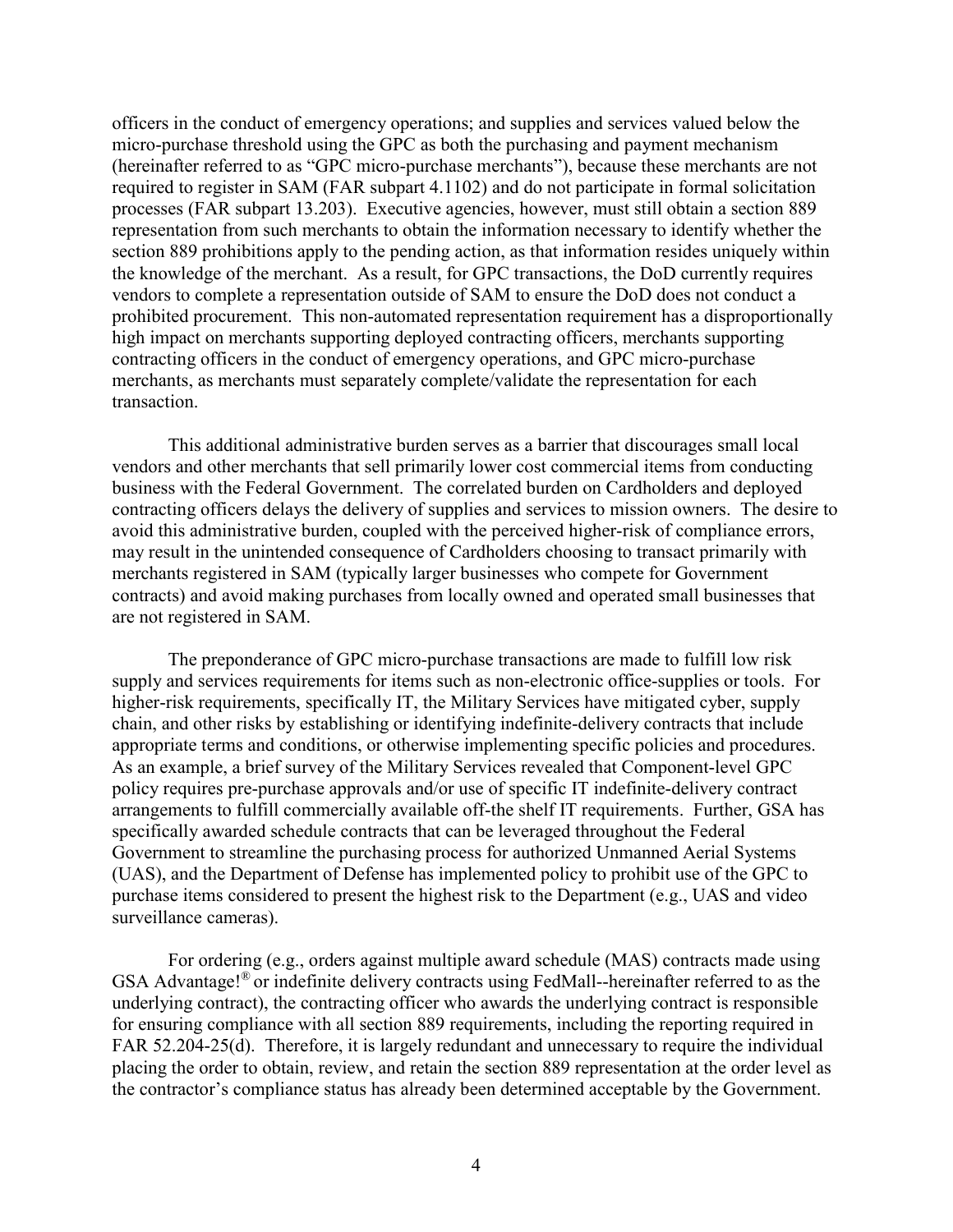officers in the conduct of emergency operations; and supplies and services valued below the micro-purchase threshold using the GPC as both the purchasing and payment mechanism (hereinafter referred to as "GPC micro-purchase merchants"), because these merchants are not required to register in SAM (FAR subpart 4.1102) and do not participate in formal solicitation processes (FAR subpart 13.203). Executive agencies, however, must still obtain a section 889 representation from such merchants to obtain the information necessary to identify whether the section 889 prohibitions apply to the pending action, as that information resides uniquely within the knowledge of the merchant. As a result, for GPC transactions, the DoD currently requires vendors to complete a representation outside of SAM to ensure the DoD does not conduct a prohibited procurement. This non-automated representation requirement has a disproportionally high impact on merchants supporting deployed contracting officers, merchants supporting contracting officers in the conduct of emergency operations, and GPC micro-purchase merchants, as merchants must separately complete/validate the representation for each transaction.

This additional administrative burden serves as a barrier that discourages small local vendors and other merchants that sell primarily lower cost commercial items from conducting business with the Federal Government. The correlated burden on Cardholders and deployed contracting officers delays the delivery of supplies and services to mission owners. The desire to avoid this administrative burden, coupled with the perceived higher-risk of compliance errors, may result in the unintended consequence of Cardholders choosing to transact primarily with merchants registered in SAM (typically larger businesses who compete for Government contracts) and avoid making purchases from locally owned and operated small businesses that are not registered in SAM.

The preponderance of GPC micro-purchase transactions are made to fulfill low risk supply and services requirements for items such as non-electronic office-supplies or tools. For higher-risk requirements, specifically IT, the Military Services have mitigated cyber, supply chain, and other risks by establishing or identifying indefinite-delivery contracts that include appropriate terms and conditions, or otherwise implementing specific policies and procedures. As an example, a brief survey of the Military Services revealed that Component-level GPC policy requires pre-purchase approvals and/or use of specific IT indefinite-delivery contract arrangements to fulfill commercially available off-the shelf IT requirements. Further, GSA has specifically awarded schedule contracts that can be leveraged throughout the Federal Government to streamline the purchasing process for authorized Unmanned Aerial Systems (UAS), and the Department of Defense has implemented policy to prohibit use of the GPC to purchase items considered to present the highest risk to the Department (e.g., UAS and video surveillance cameras).

For ordering (e.g., orders against multiple award schedule (MAS) contracts made using GSA Advantage!® or indefinite delivery contracts using FedMall--hereinafter referred to as the underlying contract), the contracting officer who awards the underlying contract is responsible for ensuring compliance with all section 889 requirements, including the reporting required in FAR 52.204-25(d). Therefore, it is largely redundant and unnecessary to require the individual placing the order to obtain, review, and retain the section 889 representation at the order level as the contractor's compliance status has already been determined acceptable by the Government.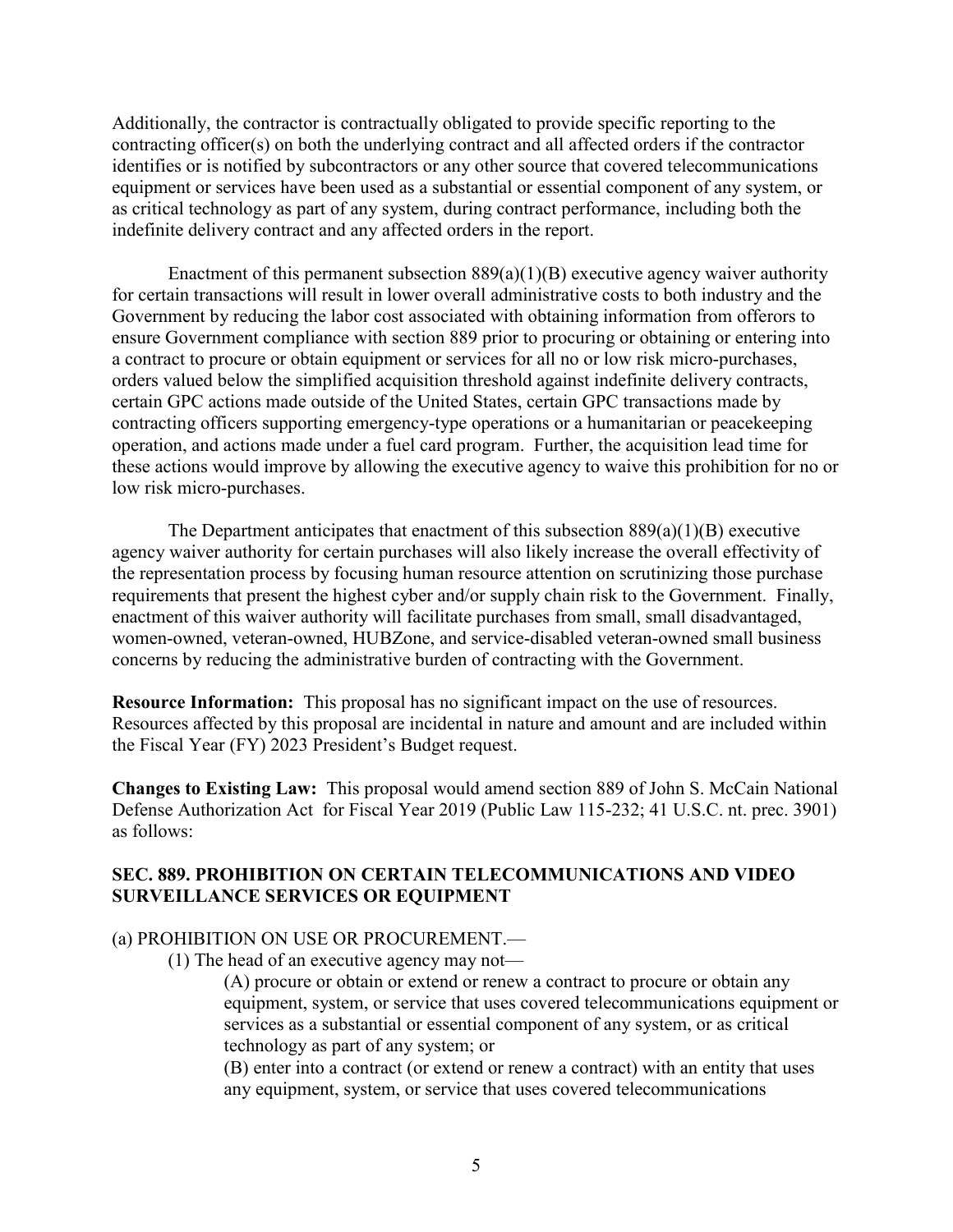Additionally, the contractor is contractually obligated to provide specific reporting to the contracting officer(s) on both the underlying contract and all affected orders if the contractor identifies or is notified by subcontractors or any other source that covered telecommunications equipment or services have been used as a substantial or essential component of any system, or as critical technology as part of any system, during contract performance, including both the indefinite delivery contract and any affected orders in the report.

Enactment of this permanent subsection 889(a)(1)(B) executive agency waiver authority for certain transactions will result in lower overall administrative costs to both industry and the Government by reducing the labor cost associated with obtaining information from offerors to ensure Government compliance with section 889 prior to procuring or obtaining or entering into a contract to procure or obtain equipment or services for all no or low risk micro-purchases, orders valued below the simplified acquisition threshold against indefinite delivery contracts, certain GPC actions made outside of the United States, certain GPC transactions made by contracting officers supporting emergency-type operations or a humanitarian or peacekeeping operation, and actions made under a fuel card program. Further, the acquisition lead time for these actions would improve by allowing the executive agency to waive this prohibition for no or low risk micro-purchases.

The Department anticipates that enactment of this subsection 889(a)(1)(B) executive agency waiver authority for certain purchases will also likely increase the overall effectivity of the representation process by focusing human resource attention on scrutinizing those purchase requirements that present the highest cyber and/or supply chain risk to the Government. Finally, enactment of this waiver authority will facilitate purchases from small, small disadvantaged, women-owned, veteran-owned, HUBZone, and service-disabled veteran-owned small business concerns by reducing the administrative burden of contracting with the Government.

**Resource Information:** This proposal has no significant impact on the use of resources. Resources affected by this proposal are incidental in nature and amount and are included within the Fiscal Year (FY) 2023 President's Budget request.

**Changes to Existing Law:** This proposal would amend section 889 of John S. McCain National Defense Authorization Act for Fiscal Year 2019 (Public Law 115-232; 41 U.S.C. nt. prec. 3901) as follows:

**SEC. 889. PROHIBITION ON CERTAIN TELECOMMUNICATIONS AND VIDEO SURVEILLANCE SERVICES OR EQUIPMENT**

(a) PROHIBITION ON USE OR PROCUREMENT.—

(1) The head of an executive agency may not—

(A) procure or obtain or extend or renew a contract to procure or obtain any equipment, system, or service that uses covered telecommunications equipment or services as a substantial or essential component of any system, or as critical technology as part of any system; or

(B) enter into a contract (or extend or renew a contract) with an entity that uses any equipment, system, or service that uses covered telecommunications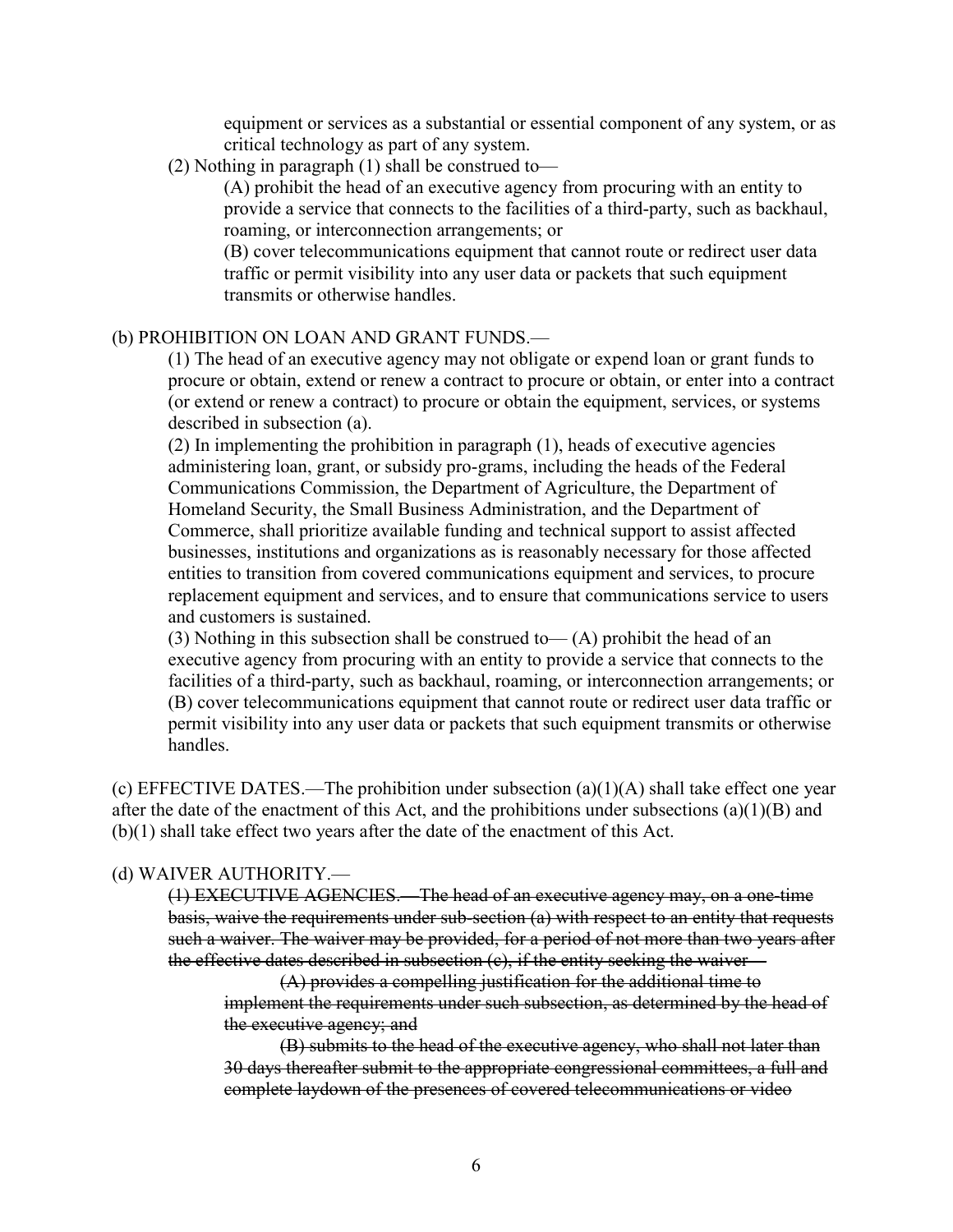equipment or services as a substantial or essential component of any system, or as critical technology as part of any system.

(2) Nothing in paragraph (1) shall be construed to—

(A) prohibit the head of an executive agency from procuring with an entity to provide a service that connects to the facilities of a third-party, such as backhaul, roaming, or interconnection arrangements; or

(B) cover telecommunications equipment that cannot route or redirect user data traffic or permit visibility into any user data or packets that such equipment transmits or otherwise handles.

(b) PROHIBITION ON LOAN AND GRANT FUNDS.—

(1) The head of an executive agency may not obligate or expend loan or grant funds to procure or obtain, extend or renew a contract to procure or obtain, or enter into a contract (or extend or renew a contract) to procure or obtain the equipment, services, or systems described in subsection (a).

(2) In implementing the prohibition in paragraph (1), heads of executive agencies administering loan, grant, or subsidy pro-grams, including the heads of the Federal Communications Commission, the Department of Agriculture, the Department of Homeland Security, the Small Business Administration, and the Department of Commerce, shall prioritize available funding and technical support to assist affected businesses, institutions and organizations as is reasonably necessary for those affected entities to transition from covered communications equipment and services, to procure replacement equipment and services, and to ensure that communications service to users and customers is sustained.

(3) Nothing in this subsection shall be construed to— (A) prohibit the head of an executive agency from procuring with an entity to provide a service that connects to the facilities of a third-party, such as backhaul, roaming, or interconnection arrangements; or (B) cover telecommunications equipment that cannot route or redirect user data traffic or permit visibility into any user data or packets that such equipment transmits or otherwise handles.

(c) EFFECTIVE DATES.—The prohibition under subsection (a)(1)(A) shall take effect one year after the date of the enactment of this Act, and the prohibitions under subsections (a)(1)(B) and (b)(1) shall take effect two years after the date of the enactment of this Act.

(d) WAIVER AUTHORITY.—

~~(1) EXECUTIVE AGENCIES.—The head of an executive agency may, on a one-time basis, waive the requirements under sub-section (a) with respect to an entity that requests such a waiver. The waiver may be provided, for a period of not more than two years after the effective dates described in subsection (c), if the entity seeking the waiver—~~

~~(A) provides a compelling justification for the additional time to implement the requirements under such subsection, as determined by the head of the executive agency; and~~

~~(B) submits to the head of the executive agency, who shall not later than 30 days thereafter submit to the appropriate congressional committees, a full and complete laydown of the presences of covered telecommunications or video~~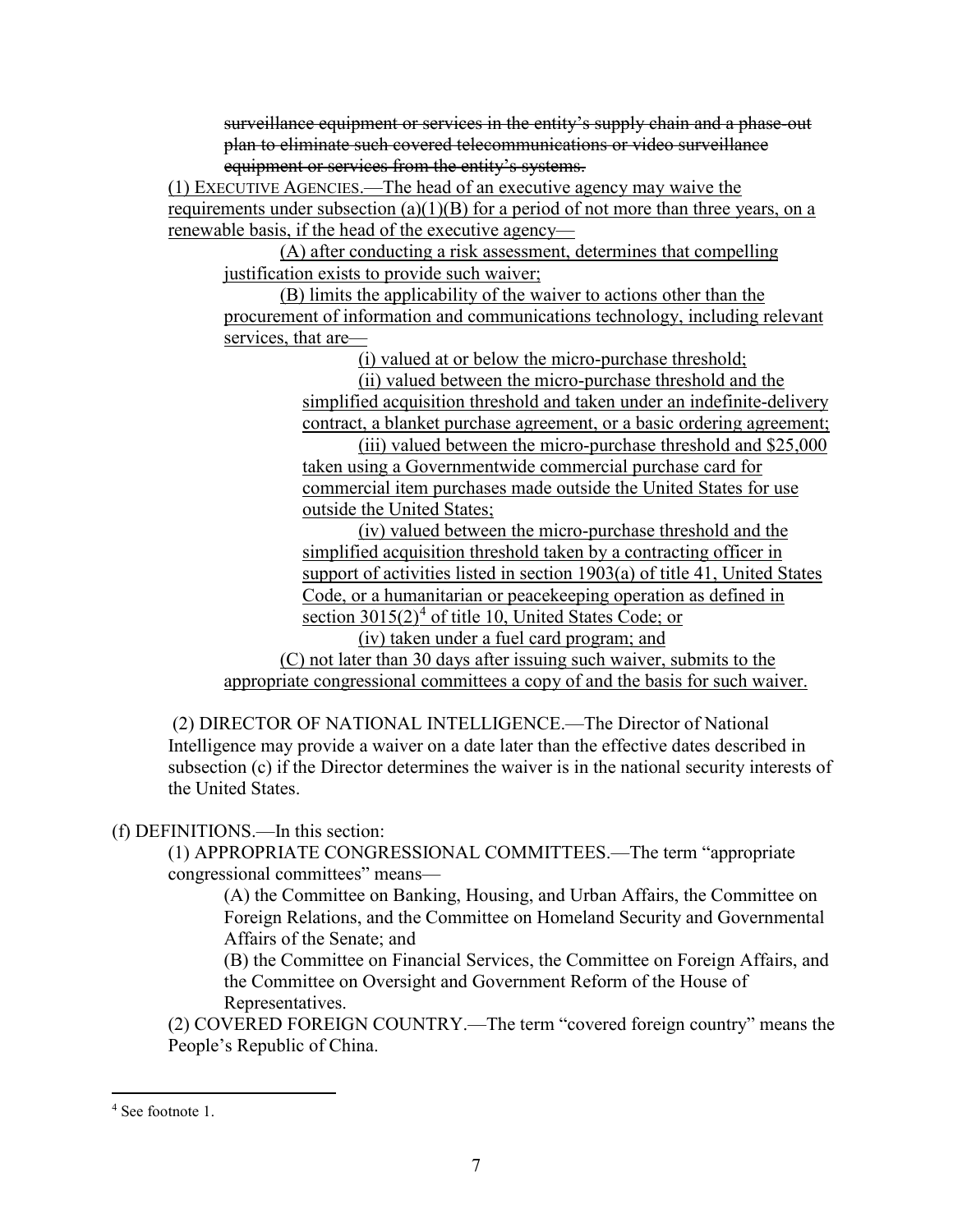~~surveillance equipment or services in the entity's supply chain and a phase-out plan to eliminate such covered telecommunications or video surveillance equipment or services from the entity's systems.~~

<u>(1) EXECUTIVE AGENCIES.—The head of an executive agency may waive the requirements under subsection (a)(1)(B) for a period of not more than three years, on a renewable basis, if the head of the executive agency—</u>

<u>(A) after conducting a risk assessment, determines that compelling justification exists to provide such waiver;</u>

<u>(B) limits the applicability of the waiver to actions other than the procurement of information and communications technology, including relevant services, that are—</u>

<u>(i) valued at or below the micro-purchase threshold;</u>

<u>(ii) valued between the micro-purchase threshold and the simplified acquisition threshold and taken under an indefinite-delivery contract, a blanket purchase agreement, or a basic ordering agreement;</u>

<u>(iii) valued between the micro-purchase threshold and $25,000 taken using a Governmentwide commercial purchase card for commercial item purchases made outside the United States for use outside the United States;</u>

<u>(iv) valued between the micro-purchase threshold and the simplified acquisition threshold taken by a contracting officer in support of activities listed in section 1903(a) of title 41, United States Code, or a humanitarian or peacekeeping operation as defined in section 3015(2)[4] of title 10, United States Code; or</u>

<u>(iv) taken under a fuel card program; and</u>

<u>(C) not later than 30 days after issuing such waiver, submits to the appropriate congressional committees a copy of and the basis for such waiver.</u>

(2) DIRECTOR OF NATIONAL INTELLIGENCE.—The Director of National Intelligence may provide a waiver on a date later than the effective dates described in subsection (c) if the Director determines the waiver is in the national security interests of the United States.

(f) DEFINITIONS.—In this section:

(1) APPROPRIATE CONGRESSIONAL COMMITTEES.—The term "appropriate congressional committees" means—

(A) the Committee on Banking, Housing, and Urban Affairs, the Committee on Foreign Relations, and the Committee on Homeland Security and Governmental Affairs of the Senate; and

(B) the Committee on Financial Services, the Committee on Foreign Affairs, and the Committee on Oversight and Government Reform of the House of Representatives.

(2) COVERED FOREIGN COUNTRY.—The term "covered foreign country" means the People's Republic of China.

---

[4] See footnote 1.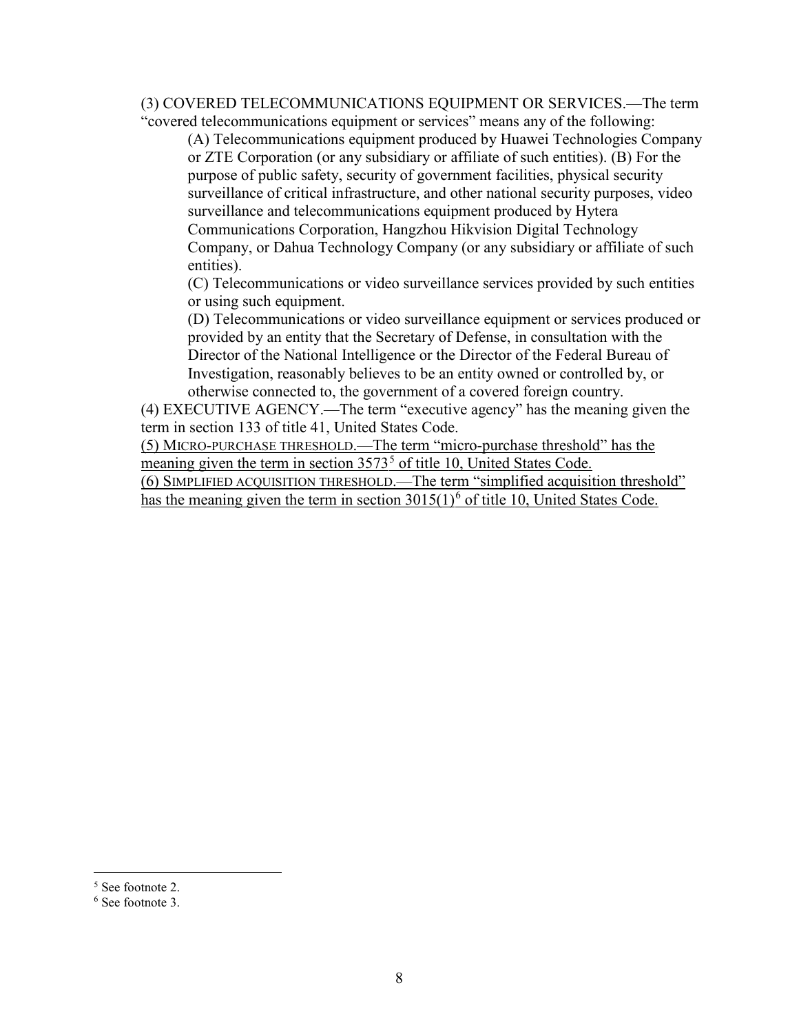(3) COVERED TELECOMMUNICATIONS EQUIPMENT OR SERVICES.—The term "covered telecommunications equipment or services" means any of the following:

(A) Telecommunications equipment produced by Huawei Technologies Company or ZTE Corporation (or any subsidiary or affiliate of such entities). (B) For the purpose of public safety, security of government facilities, physical security surveillance of critical infrastructure, and other national security purposes, video surveillance and telecommunications equipment produced by Hytera Communications Corporation, Hangzhou Hikvision Digital Technology Company, or Dahua Technology Company (or any subsidiary or affiliate of such entities).

(C) Telecommunications or video surveillance services provided by such entities or using such equipment.

(D) Telecommunications or video surveillance equipment or services produced or provided by an entity that the Secretary of Defense, in consultation with the Director of the National Intelligence or the Director of the Federal Bureau of Investigation, reasonably believes to be an entity owned or controlled by, or otherwise connected to, the government of a covered foreign country.

(4) EXECUTIVE AGENCY.—The term "executive agency" has the meaning given the term in section 133 of title 41, United States Code.

<u>(5) MICRO-PURCHASE THRESHOLD.—The term "micro-purchase threshold" has the meaning given the term in section 3573[5] of title 10, United States Code.</u>

<u>(6) SIMPLIFIED ACQUISITION THRESHOLD.—The term "simplified acquisition threshold" has the meaning given the term in section 3015(1)[6] of title 10, United States Code.</u>

---

[5] See footnote 2.

[6] See footnote 3.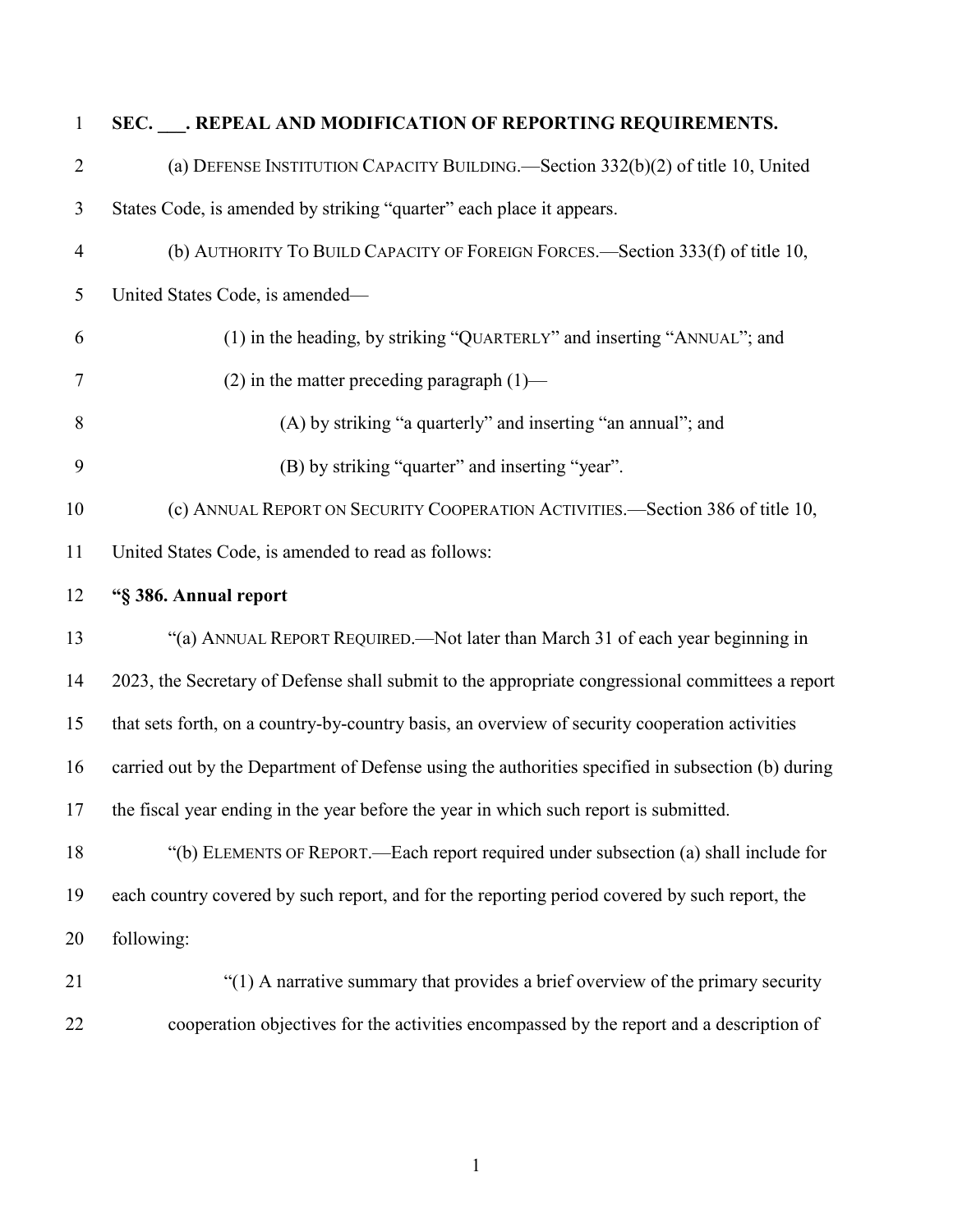**SEC. \_\_\_. REPEAL AND MODIFICATION OF REPORTING REQUIREMENTS.**

(a) DEFENSE INSTITUTION CAPACITY BUILDING.—Section 332(b)(2) of title 10, United States Code, is amended by striking "quarter" each place it appears.

(b) AUTHORITY TO BUILD CAPACITY OF FOREIGN FORCES.—Section 333(f) of title 10, United States Code, is amended—

(1) in the heading, by striking "QUARTERLY" and inserting "ANNUAL"; and

(2) in the matter preceding paragraph (1)—

(A) by striking "a quarterly" and inserting "an annual"; and

(B) by striking "quarter" and inserting "year".

(c) ANNUAL REPORT ON SECURITY COOPERATION ACTIVITIES.—Section 386 of title 10, United States Code, is amended to read as follows:

**"§ 386. Annual report**

"(a) ANNUAL REPORT REQUIRED.—Not later than March 31 of each year beginning in 2023, the Secretary of Defense shall submit to the appropriate congressional committees a report that sets forth, on a country-by-country basis, an overview of security cooperation activities carried out by the Department of Defense using the authorities specified in subsection (b) during the fiscal year ending in the year before the year in which such report is submitted.

"(b) ELEMENTS OF REPORT.—Each report required under subsection (a) shall include for each country covered by such report, and for the reporting period covered by such report, the following:

"(1) A narrative summary that provides a brief overview of the primary security cooperation objectives for the activities encompassed by the report and a description of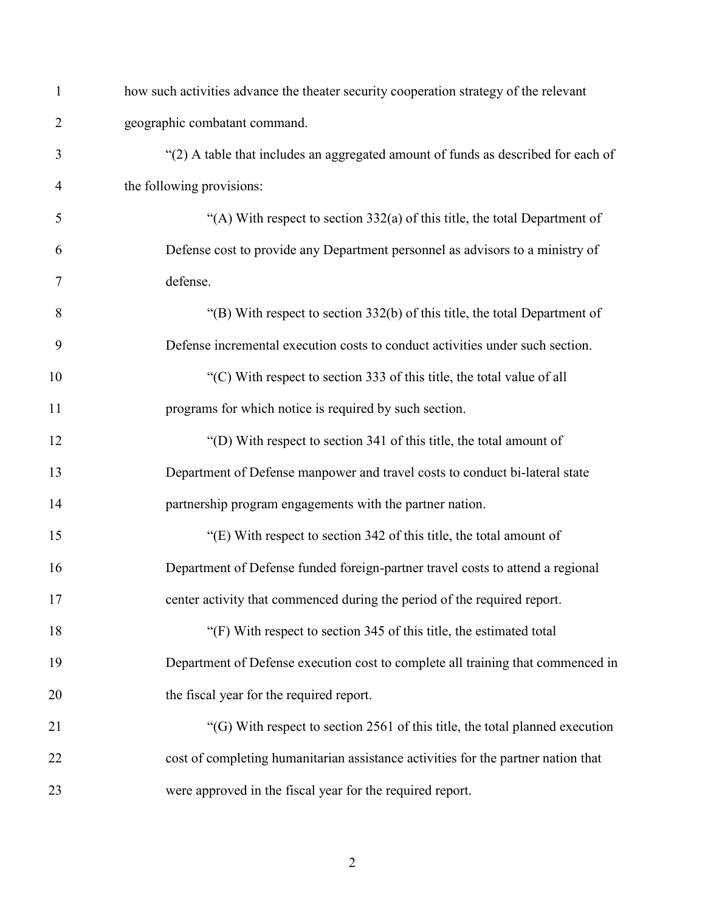how such activities advance the theater security cooperation strategy of the relevant geographic combatant command.

"(2) A table that includes an aggregated amount of funds as described for each of the following provisions:

"(A) With respect to section 332(a) of this title, the total Department of Defense cost to provide any Department personnel as advisors to a ministry of defense.

"(B) With respect to section 332(b) of this title, the total Department of Defense incremental execution costs to conduct activities under such section.

"(C) With respect to section 333 of this title, the total value of all programs for which notice is required by such section.

"(D) With respect to section 341 of this title, the total amount of Department of Defense manpower and travel costs to conduct bi-lateral state partnership program engagements with the partner nation.

"(E) With respect to section 342 of this title, the total amount of Department of Defense funded foreign-partner travel costs to attend a regional center activity that commenced during the period of the required report.

"(F) With respect to section 345 of this title, the estimated total Department of Defense execution cost to complete all training that commenced in the fiscal year for the required report.

"(G) With respect to section 2561 of this title, the total planned execution cost of completing humanitarian assistance activities for the partner nation that were approved in the fiscal year for the required report.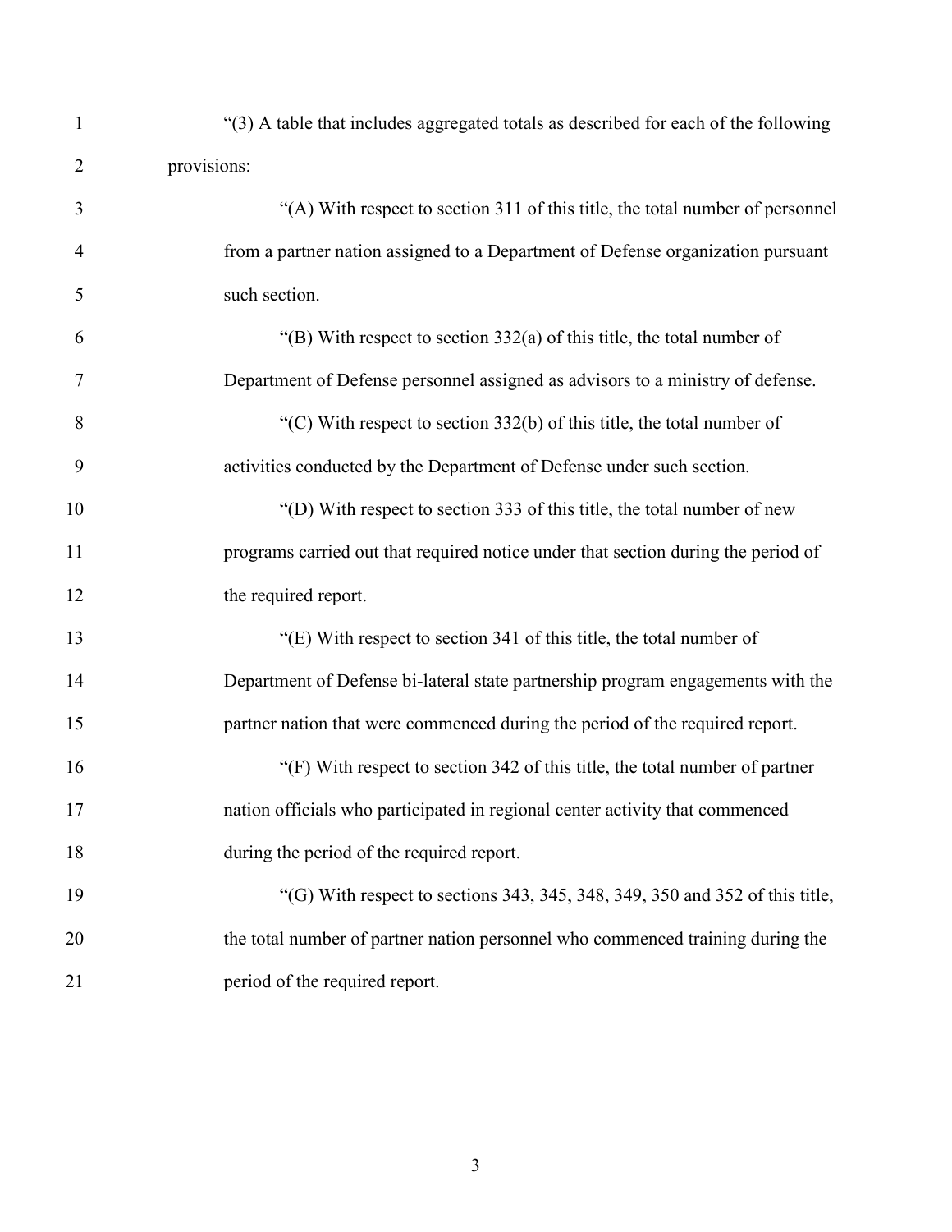"(3) A table that includes aggregated totals as described for each of the following provisions:

"(A) With respect to section 311 of this title, the total number of personnel from a partner nation assigned to a Department of Defense organization pursuant such section.

"(B) With respect to section 332(a) of this title, the total number of Department of Defense personnel assigned as advisors to a ministry of defense.

"(C) With respect to section 332(b) of this title, the total number of activities conducted by the Department of Defense under such section.

"(D) With respect to section 333 of this title, the total number of new programs carried out that required notice under that section during the period of the required report.

"(E) With respect to section 341 of this title, the total number of Department of Defense bi-lateral state partnership program engagements with the partner nation that were commenced during the period of the required report.

"(F) With respect to section 342 of this title, the total number of partner nation officials who participated in regional center activity that commenced during the period of the required report.

"(G) With respect to sections 343, 345, 348, 349, 350 and 352 of this title, the total number of partner nation personnel who commenced training during the period of the required report.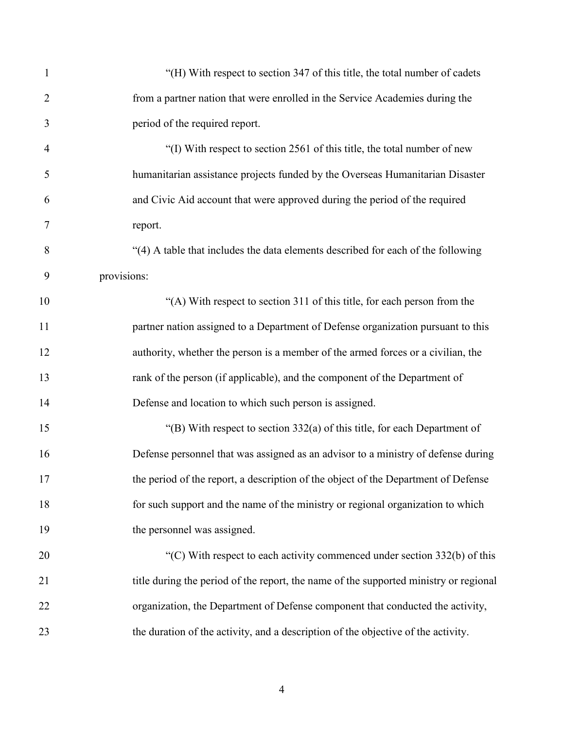"(H) With respect to section 347 of this title, the total number of cadets from a partner nation that were enrolled in the Service Academies during the period of the required report.

"(I) With respect to section 2561 of this title, the total number of new humanitarian assistance projects funded by the Overseas Humanitarian Disaster and Civic Aid account that were approved during the period of the required report.

"(4) A table that includes the data elements described for each of the following provisions:

"(A) With respect to section 311 of this title, for each person from the partner nation assigned to a Department of Defense organization pursuant to this authority, whether the person is a member of the armed forces or a civilian, the rank of the person (if applicable), and the component of the Department of Defense and location to which such person is assigned.

"(B) With respect to section 332(a) of this title, for each Department of Defense personnel that was assigned as an advisor to a ministry of defense during the period of the report, a description of the object of the Department of Defense for such support and the name of the ministry or regional organization to which the personnel was assigned.

"(C) With respect to each activity commenced under section 332(b) of this title during the period of the report, the name of the supported ministry or regional organization, the Department of Defense component that conducted the activity, the duration of the activity, and a description of the objective of the activity.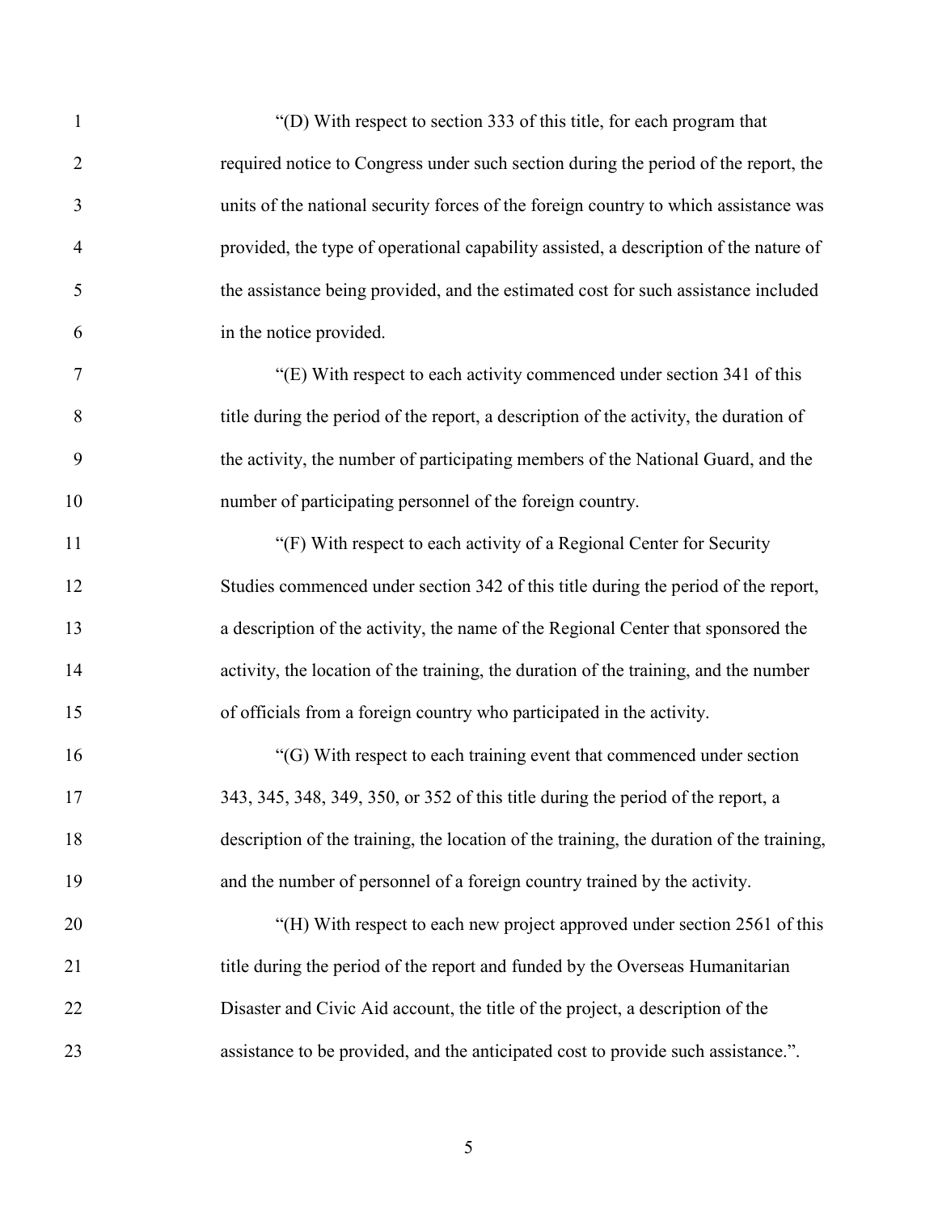"(D) With respect to section 333 of this title, for each program that required notice to Congress under such section during the period of the report, the units of the national security forces of the foreign country to which assistance was provided, the type of operational capability assisted, a description of the nature of the assistance being provided, and the estimated cost for such assistance included in the notice provided.

"(E) With respect to each activity commenced under section 341 of this title during the period of the report, a description of the activity, the duration of the activity, the number of participating members of the National Guard, and the number of participating personnel of the foreign country.

"(F) With respect to each activity of a Regional Center for Security Studies commenced under section 342 of this title during the period of the report, a description of the activity, the name of the Regional Center that sponsored the activity, the location of the training, the duration of the training, and the number of officials from a foreign country who participated in the activity.

"(G) With respect to each training event that commenced under section 343, 345, 348, 349, 350, or 352 of this title during the period of the report, a description of the training, the location of the training, the duration of the training, and the number of personnel of a foreign country trained by the activity.

"(H) With respect to each new project approved under section 2561 of this title during the period of the report and funded by the Overseas Humanitarian Disaster and Civic Aid account, the title of the project, a description of the assistance to be provided, and the anticipated cost to provide such assistance.".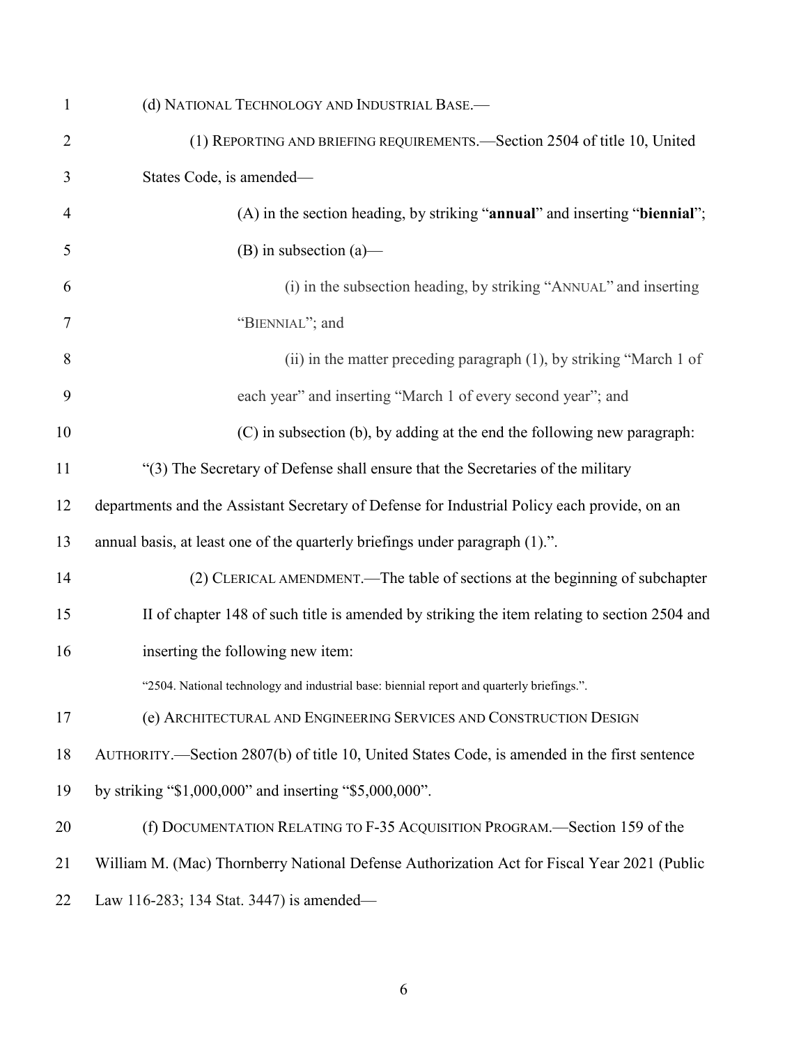(d) NATIONAL TECHNOLOGY AND INDUSTRIAL BASE.—

(1) REPORTING AND BRIEFING REQUIREMENTS.—Section 2504 of title 10, United States Code, is amended—

(A) in the section heading, by striking "**annual**" and inserting "**biennial**";

(B) in subsection (a)—

(i) in the subsection heading, by striking "ANNUAL" and inserting "BIENNIAL"; and

(ii) in the matter preceding paragraph (1), by striking "March 1 of each year" and inserting "March 1 of every second year"; and

(C) in subsection (b), by adding at the end the following new paragraph:

"(3) The Secretary of Defense shall ensure that the Secretaries of the military departments and the Assistant Secretary of Defense for Industrial Policy each provide, on an annual basis, at least one of the quarterly briefings under paragraph (1).".

(2) CLERICAL AMENDMENT.—The table of sections at the beginning of subchapter II of chapter 148 of such title is amended by striking the item relating to section 2504 and inserting the following new item:

"2504. National technology and industrial base: biennial report and quarterly briefings.".

(e) ARCHITECTURAL AND ENGINEERING SERVICES AND CONSTRUCTION DESIGN AUTHORITY.—Section 2807(b) of title 10, United States Code, is amended in the first sentence by striking "$1,000,000" and inserting "$5,000,000".

(f) DOCUMENTATION RELATING TO F-35 ACQUISITION PROGRAM.—Section 159 of the William M. (Mac) Thornberry National Defense Authorization Act for Fiscal Year 2021 (Public Law 116-283; 134 Stat. 3447) is amended—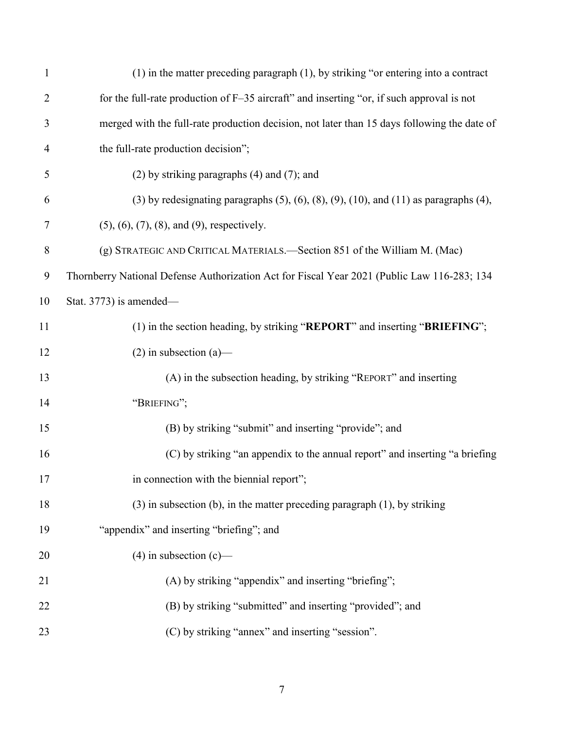(1) in the matter preceding paragraph (1), by striking "or entering into a contract for the full-rate production of F–35 aircraft" and inserting "or, if such approval is not merged with the full-rate production decision, not later than 15 days following the date of the full-rate production decision";

(2) by striking paragraphs (4) and (7); and

(3) by redesignating paragraphs (5), (6), (8), (9), (10), and (11) as paragraphs (4), (5), (6), (7), (8), and (9), respectively.

(g) STRATEGIC AND CRITICAL MATERIALS.—Section 851 of the William M. (Mac) Thornberry National Defense Authorization Act for Fiscal Year 2021 (Public Law 116-283; 134 Stat. 3773) is amended—

(1) in the section heading, by striking "**REPORT**" and inserting "**BRIEFING**";

(2) in subsection (a)—

(A) in the subsection heading, by striking "REPORT" and inserting "BRIEFING";

(B) by striking "submit" and inserting "provide"; and

(C) by striking "an appendix to the annual report" and inserting "a briefing in connection with the biennial report";

(3) in subsection (b), in the matter preceding paragraph (1), by striking "appendix" and inserting "briefing"; and

(4) in subsection (c)—

(A) by striking "appendix" and inserting "briefing";

(B) by striking "submitted" and inserting "provided"; and

(C) by striking "annex" and inserting "session".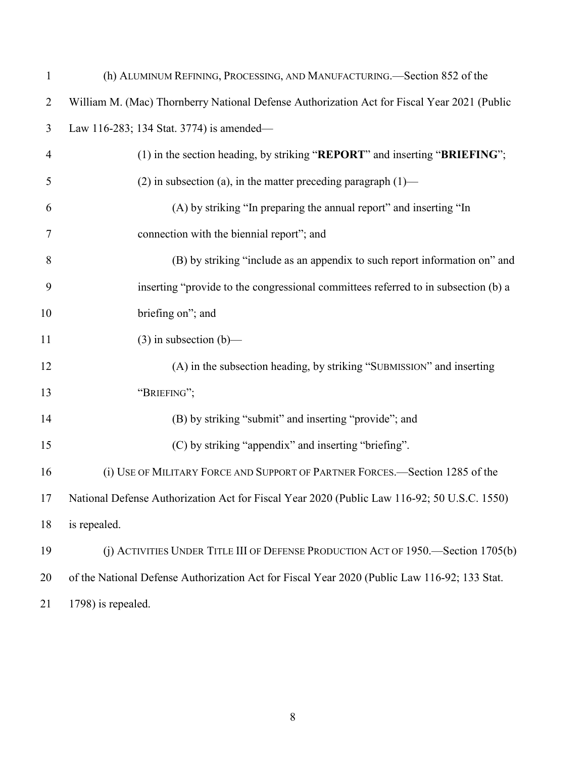(h) ALUMINUM REFINING, PROCESSING, AND MANUFACTURING.—Section 852 of the William M. (Mac) Thornberry National Defense Authorization Act for Fiscal Year 2021 (Public Law 116-283; 134 Stat. 3774) is amended—

(1) in the section heading, by striking "**REPORT**" and inserting "**BRIEFING**";

(2) in subsection (a), in the matter preceding paragraph (1)—

(A) by striking "In preparing the annual report" and inserting "In connection with the biennial report"; and

(B) by striking "include as an appendix to such report information on" and inserting "provide to the congressional committees referred to in subsection (b) a briefing on"; and

(3) in subsection (b)—

(A) in the subsection heading, by striking "SUBMISSION" and inserting "BRIEFING";

(B) by striking "submit" and inserting "provide"; and

(C) by striking "appendix" and inserting "briefing".

(i) USE OF MILITARY FORCE AND SUPPORT OF PARTNER FORCES.—Section 1285 of the National Defense Authorization Act for Fiscal Year 2020 (Public Law 116-92; 50 U.S.C. 1550) is repealed.

(j) ACTIVITIES UNDER TITLE III OF DEFENSE PRODUCTION ACT OF 1950.—Section 1705(b) of the National Defense Authorization Act for Fiscal Year 2020 (Public Law 116-92; 133 Stat. 1798) is repealed.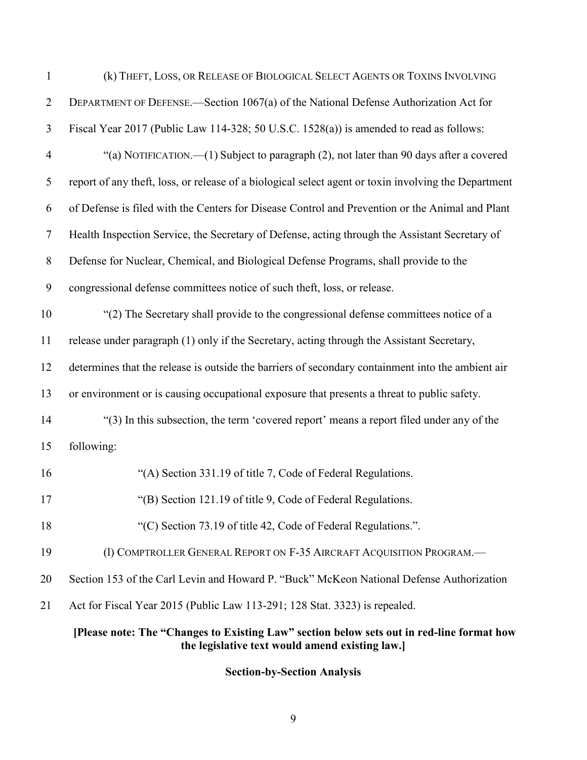(k) THEFT, LOSS, OR RELEASE OF BIOLOGICAL SELECT AGENTS OR TOXINS INVOLVING DEPARTMENT OF DEFENSE.—Section 1067(a) of the National Defense Authorization Act for Fiscal Year 2017 (Public Law 114-328; 50 U.S.C. 1528(a)) is amended to read as follows:

"(a) NOTIFICATION.—(1) Subject to paragraph (2), not later than 90 days after a covered report of any theft, loss, or release of a biological select agent or toxin involving the Department of Defense is filed with the Centers for Disease Control and Prevention or the Animal and Plant Health Inspection Service, the Secretary of Defense, acting through the Assistant Secretary of Defense for Nuclear, Chemical, and Biological Defense Programs, shall provide to the congressional defense committees notice of such theft, loss, or release.

"(2) The Secretary shall provide to the congressional defense committees notice of a release under paragraph (1) only if the Secretary, acting through the Assistant Secretary, determines that the release is outside the barriers of secondary containment into the ambient air or environment or is causing occupational exposure that presents a threat to public safety.

"(3) In this subsection, the term 'covered report' means a report filed under any of the following:

"(A) Section 331.19 of title 7, Code of Federal Regulations.

"(B) Section 121.19 of title 9, Code of Federal Regulations.

"(C) Section 73.19 of title 42, Code of Federal Regulations.".

(l) COMPTROLLER GENERAL REPORT ON F-35 AIRCRAFT ACQUISITION PROGRAM.—Section 153 of the Carl Levin and Howard P. "Buck" McKeon National Defense Authorization Act for Fiscal Year 2015 (Public Law 113-291; 128 Stat. 3323) is repealed.

**[Please note: The "Changes to Existing Law" section below sets out in red-line format how the legislative text would amend existing law.]**

**Section-by-Section Analysis**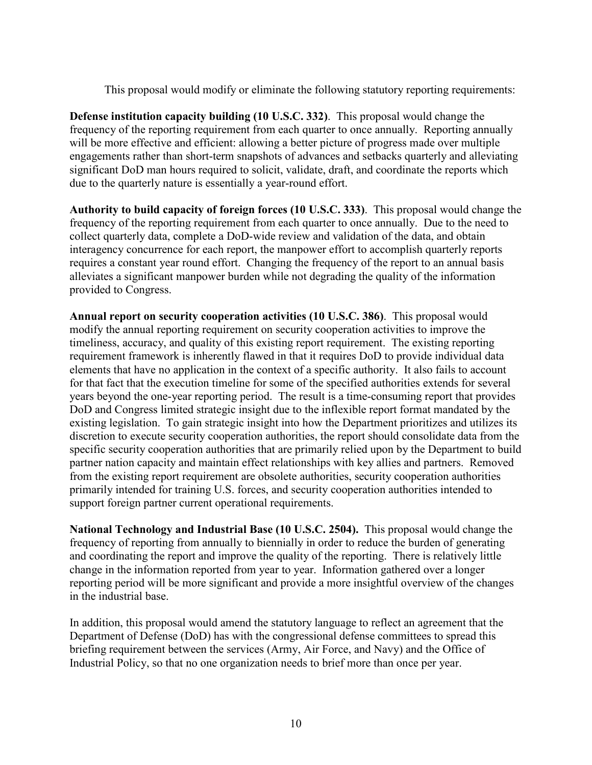This proposal would modify or eliminate the following statutory reporting requirements:

**Defense institution capacity building (10 U.S.C. 332)**. This proposal would change the frequency of the reporting requirement from each quarter to once annually. Reporting annually will be more effective and efficient: allowing a better picture of progress made over multiple engagements rather than short-term snapshots of advances and setbacks quarterly and alleviating significant DoD man hours required to solicit, validate, draft, and coordinate the reports which due to the quarterly nature is essentially a year-round effort.

**Authority to build capacity of foreign forces (10 U.S.C. 333)**. This proposal would change the frequency of the reporting requirement from each quarter to once annually. Due to the need to collect quarterly data, complete a DoD-wide review and validation of the data, and obtain interagency concurrence for each report, the manpower effort to accomplish quarterly reports requires a constant year round effort. Changing the frequency of the report to an annual basis alleviates a significant manpower burden while not degrading the quality of the information provided to Congress.

**Annual report on security cooperation activities (10 U.S.C. 386)**. This proposal would modify the annual reporting requirement on security cooperation activities to improve the timeliness, accuracy, and quality of this existing report requirement. The existing reporting requirement framework is inherently flawed in that it requires DoD to provide individual data elements that have no application in the context of a specific authority. It also fails to account for that fact that the execution timeline for some of the specified authorities extends for several years beyond the one-year reporting period. The result is a time-consuming report that provides DoD and Congress limited strategic insight due to the inflexible report format mandated by the existing legislation. To gain strategic insight into how the Department prioritizes and utilizes its discretion to execute security cooperation authorities, the report should consolidate data from the specific security cooperation authorities that are primarily relied upon by the Department to build partner nation capacity and maintain effect relationships with key allies and partners. Removed from the existing report requirement are obsolete authorities, security cooperation authorities primarily intended for training U.S. forces, and security cooperation authorities intended to support foreign partner current operational requirements.

**National Technology and Industrial Base (10 U.S.C. 2504).** This proposal would change the frequency of reporting from annually to biennially in order to reduce the burden of generating and coordinating the report and improve the quality of the reporting. There is relatively little change in the information reported from year to year. Information gathered over a longer reporting period will be more significant and provide a more insightful overview of the changes in the industrial base.

In addition, this proposal would amend the statutory language to reflect an agreement that the Department of Defense (DoD) has with the congressional defense committees to spread this briefing requirement between the services (Army, Air Force, and Navy) and the Office of Industrial Policy, so that no one organization needs to brief more than once per year.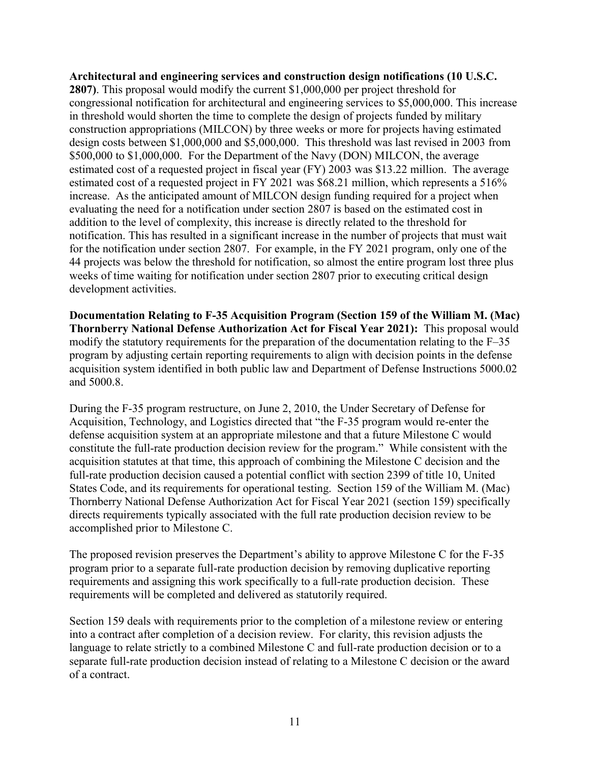**Architectural and engineering services and construction design notifications (10 U.S.C. 2807)**. This proposal would modify the current $1,000,000 per project threshold for congressional notification for architectural and engineering services to $5,000,000. This increase in threshold would shorten the time to complete the design of projects funded by military construction appropriations (MILCON) by three weeks or more for projects having estimated design costs between $1,000,000 and $5,000,000. This threshold was last revised in 2003 from $500,000 to $1,000,000. For the Department of the Navy (DON) MILCON, the average estimated cost of a requested project in fiscal year (FY) 2003 was $13.22 million. The average estimated cost of a requested project in FY 2021 was $68.21 million, which represents a 516% increase. As the anticipated amount of MILCON design funding required for a project when evaluating the need for a notification under section 2807 is based on the estimated cost in addition to the level of complexity, this increase is directly related to the threshold for notification. This has resulted in a significant increase in the number of projects that must wait for the notification under section 2807. For example, in the FY 2021 program, only one of the 44 projects was below the threshold for notification, so almost the entire program lost three plus weeks of time waiting for notification under section 2807 prior to executing critical design development activities.

**Documentation Relating to F-35 Acquisition Program (Section 159 of the William M. (Mac) Thornberry National Defense Authorization Act for Fiscal Year 2021):** This proposal would modify the statutory requirements for the preparation of the documentation relating to the F–35 program by adjusting certain reporting requirements to align with decision points in the defense acquisition system identified in both public law and Department of Defense Instructions 5000.02 and 5000.8.

During the F-35 program restructure, on June 2, 2010, the Under Secretary of Defense for Acquisition, Technology, and Logistics directed that "the F-35 program would re-enter the defense acquisition system at an appropriate milestone and that a future Milestone C would constitute the full-rate production decision review for the program." While consistent with the acquisition statutes at that time, this approach of combining the Milestone C decision and the full-rate production decision caused a potential conflict with section 2399 of title 10, United States Code, and its requirements for operational testing. Section 159 of the William M. (Mac) Thornberry National Defense Authorization Act for Fiscal Year 2021 (section 159) specifically directs requirements typically associated with the full rate production decision review to be accomplished prior to Milestone C.

The proposed revision preserves the Department's ability to approve Milestone C for the F-35 program prior to a separate full-rate production decision by removing duplicative reporting requirements and assigning this work specifically to a full-rate production decision. These requirements will be completed and delivered as statutorily required.

Section 159 deals with requirements prior to the completion of a milestone review or entering into a contract after completion of a decision review. For clarity, this revision adjusts the language to relate strictly to a combined Milestone C and full-rate production decision or to a separate full-rate production decision instead of relating to a Milestone C decision or the award of a contract.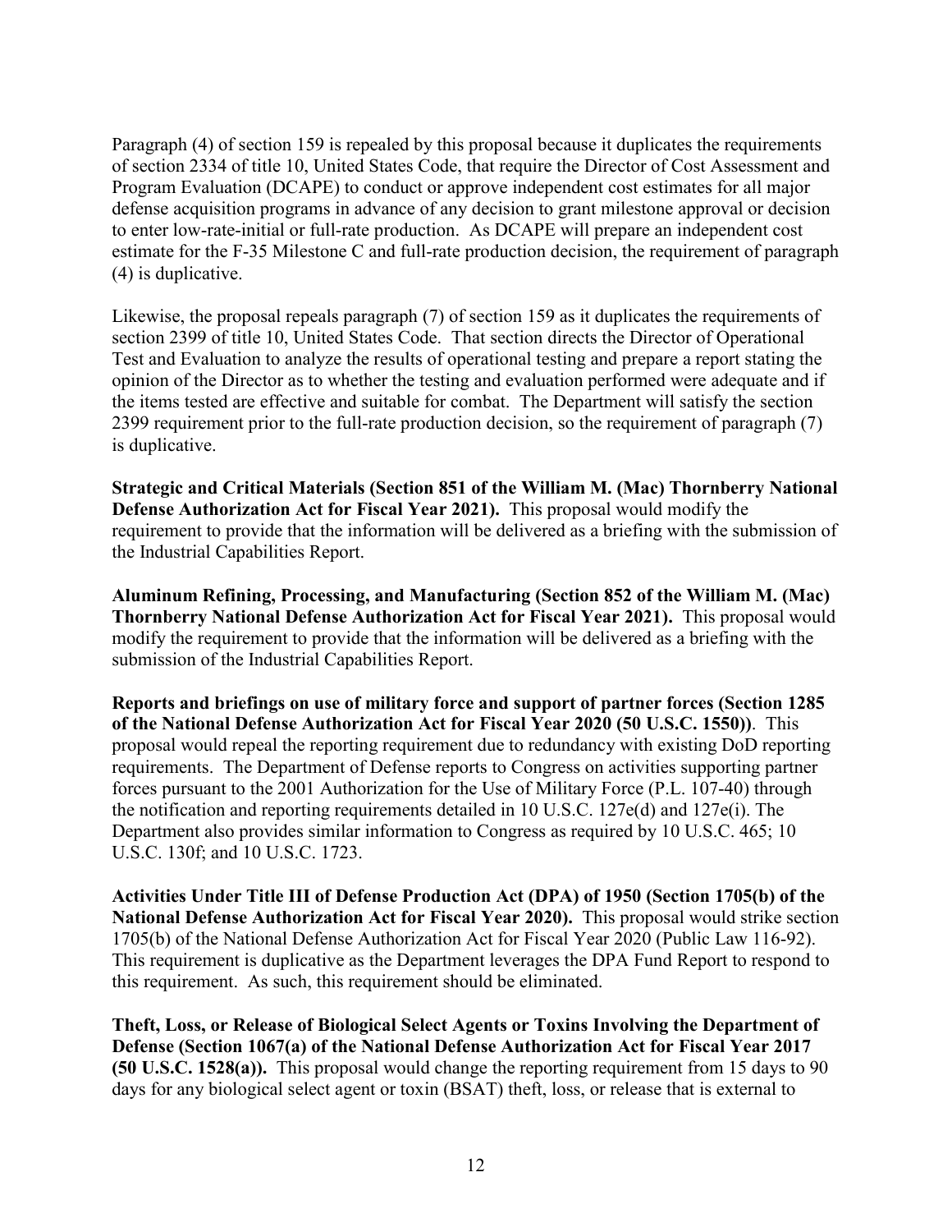Paragraph (4) of section 159 is repealed by this proposal because it duplicates the requirements of section 2334 of title 10, United States Code, that require the Director of Cost Assessment and Program Evaluation (DCAPE) to conduct or approve independent cost estimates for all major defense acquisition programs in advance of any decision to grant milestone approval or decision to enter low-rate-initial or full-rate production. As DCAPE will prepare an independent cost estimate for the F-35 Milestone C and full-rate production decision, the requirement of paragraph (4) is duplicative.

Likewise, the proposal repeals paragraph (7) of section 159 as it duplicates the requirements of section 2399 of title 10, United States Code. That section directs the Director of Operational Test and Evaluation to analyze the results of operational testing and prepare a report stating the opinion of the Director as to whether the testing and evaluation performed were adequate and if the items tested are effective and suitable for combat. The Department will satisfy the section 2399 requirement prior to the full-rate production decision, so the requirement of paragraph (7) is duplicative.

**Strategic and Critical Materials (Section 851 of the William M. (Mac) Thornberry National Defense Authorization Act for Fiscal Year 2021).** This proposal would modify the requirement to provide that the information will be delivered as a briefing with the submission of the Industrial Capabilities Report.

**Aluminum Refining, Processing, and Manufacturing (Section 852 of the William M. (Mac) Thornberry National Defense Authorization Act for Fiscal Year 2021).** This proposal would modify the requirement to provide that the information will be delivered as a briefing with the submission of the Industrial Capabilities Report.

**Reports and briefings on use of military force and support of partner forces (Section 1285 of the National Defense Authorization Act for Fiscal Year 2020 (50 U.S.C. 1550))**. This proposal would repeal the reporting requirement due to redundancy with existing DoD reporting requirements. The Department of Defense reports to Congress on activities supporting partner forces pursuant to the 2001 Authorization for the Use of Military Force (P.L. 107-40) through the notification and reporting requirements detailed in 10 U.S.C. 127e(d) and 127e(i). The Department also provides similar information to Congress as required by 10 U.S.C. 465; 10 U.S.C. 130f; and 10 U.S.C. 1723.

**Activities Under Title III of Defense Production Act (DPA) of 1950 (Section 1705(b) of the National Defense Authorization Act for Fiscal Year 2020).** This proposal would strike section 1705(b) of the National Defense Authorization Act for Fiscal Year 2020 (Public Law 116-92). This requirement is duplicative as the Department leverages the DPA Fund Report to respond to this requirement. As such, this requirement should be eliminated.

**Theft, Loss, or Release of Biological Select Agents or Toxins Involving the Department of Defense (Section 1067(a) of the National Defense Authorization Act for Fiscal Year 2017 (50 U.S.C. 1528(a)).** This proposal would change the reporting requirement from 15 days to 90 days for any biological select agent or toxin (BSAT) theft, loss, or release that is external to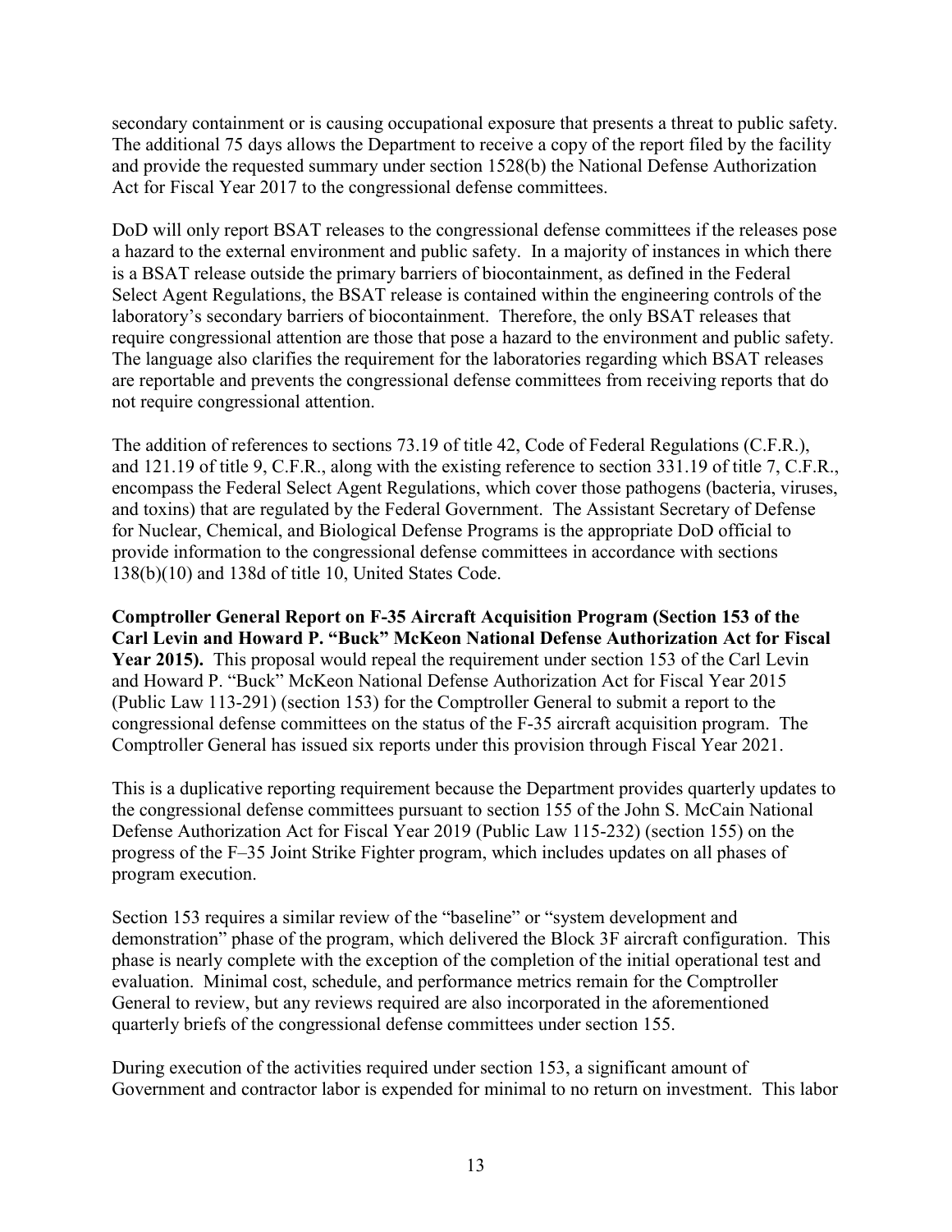secondary containment or is causing occupational exposure that presents a threat to public safety. The additional 75 days allows the Department to receive a copy of the report filed by the facility and provide the requested summary under section 1528(b) the National Defense Authorization Act for Fiscal Year 2017 to the congressional defense committees.

DoD will only report BSAT releases to the congressional defense committees if the releases pose a hazard to the external environment and public safety. In a majority of instances in which there is a BSAT release outside the primary barriers of biocontainment, as defined in the Federal Select Agent Regulations, the BSAT release is contained within the engineering controls of the laboratory's secondary barriers of biocontainment. Therefore, the only BSAT releases that require congressional attention are those that pose a hazard to the environment and public safety. The language also clarifies the requirement for the laboratories regarding which BSAT releases are reportable and prevents the congressional defense committees from receiving reports that do not require congressional attention.

The addition of references to sections 73.19 of title 42, Code of Federal Regulations (C.F.R.), and 121.19 of title 9, C.F.R., along with the existing reference to section 331.19 of title 7, C.F.R., encompass the Federal Select Agent Regulations, which cover those pathogens (bacteria, viruses, and toxins) that are regulated by the Federal Government. The Assistant Secretary of Defense for Nuclear, Chemical, and Biological Defense Programs is the appropriate DoD official to provide information to the congressional defense committees in accordance with sections 138(b)(10) and 138d of title 10, United States Code.

**Comptroller General Report on F-35 Aircraft Acquisition Program (Section 153 of the Carl Levin and Howard P. "Buck" McKeon National Defense Authorization Act for Fiscal Year 2015).** This proposal would repeal the requirement under section 153 of the Carl Levin and Howard P. "Buck" McKeon National Defense Authorization Act for Fiscal Year 2015 (Public Law 113-291) (section 153) for the Comptroller General to submit a report to the congressional defense committees on the status of the F-35 aircraft acquisition program. The Comptroller General has issued six reports under this provision through Fiscal Year 2021.

This is a duplicative reporting requirement because the Department provides quarterly updates to the congressional defense committees pursuant to section 155 of the John S. McCain National Defense Authorization Act for Fiscal Year 2019 (Public Law 115-232) (section 155) on the progress of the F–35 Joint Strike Fighter program, which includes updates on all phases of program execution.

Section 153 requires a similar review of the "baseline" or "system development and demonstration" phase of the program, which delivered the Block 3F aircraft configuration. This phase is nearly complete with the exception of the completion of the initial operational test and evaluation. Minimal cost, schedule, and performance metrics remain for the Comptroller General to review, but any reviews required are also incorporated in the aforementioned quarterly briefs of the congressional defense committees under section 155.

During execution of the activities required under section 153, a significant amount of Government and contractor labor is expended for minimal to no return on investment. This labor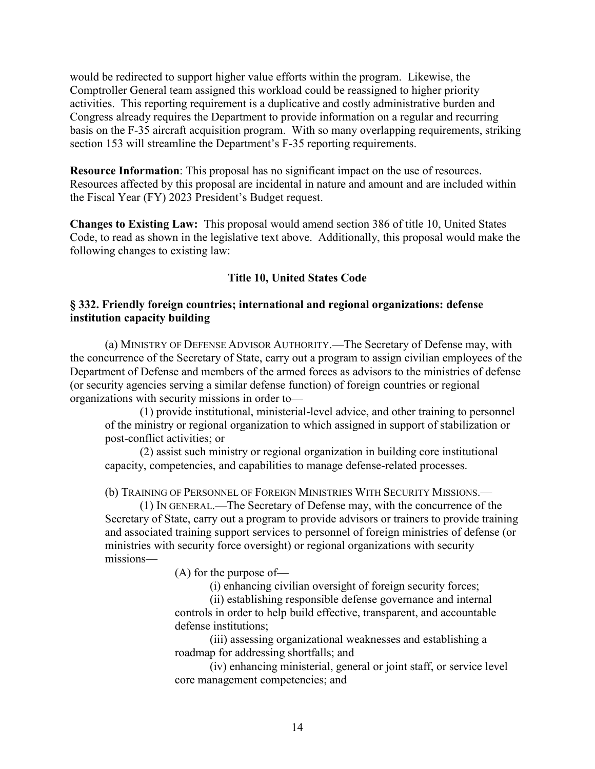would be redirected to support higher value efforts within the program. Likewise, the Comptroller General team assigned this workload could be reassigned to higher priority activities. This reporting requirement is a duplicative and costly administrative burden and Congress already requires the Department to provide information on a regular and recurring basis on the F-35 aircraft acquisition program. With so many overlapping requirements, striking section 153 will streamline the Department's F-35 reporting requirements.

**Resource Information**: This proposal has no significant impact on the use of resources. Resources affected by this proposal are incidental in nature and amount and are included within the Fiscal Year (FY) 2023 President's Budget request.

**Changes to Existing Law:** This proposal would amend section 386 of title 10, United States Code, to read as shown in the legislative text above. Additionally, this proposal would make the following changes to existing law:

**Title 10, United States Code**

**§ 332. Friendly foreign countries; international and regional organizations: defense institution capacity building**

(a) MINISTRY OF DEFENSE ADVISOR AUTHORITY.—The Secretary of Defense may, with the concurrence of the Secretary of State, carry out a program to assign civilian employees of the Department of Defense and members of the armed forces as advisors to the ministries of defense (or security agencies serving a similar defense function) of foreign countries or regional organizations with security missions in order to—

(1) provide institutional, ministerial-level advice, and other training to personnel of the ministry or regional organization to which assigned in support of stabilization or post-conflict activities; or

(2) assist such ministry or regional organization in building core institutional capacity, competencies, and capabilities to manage defense-related processes.

(b) TRAINING OF PERSONNEL OF FOREIGN MINISTRIES WITH SECURITY MISSIONS.—

(1) IN GENERAL.—The Secretary of Defense may, with the concurrence of the Secretary of State, carry out a program to provide advisors or trainers to provide training and associated training support services to personnel of foreign ministries of defense (or ministries with security force oversight) or regional organizations with security missions—

(A) for the purpose of—

(i) enhancing civilian oversight of foreign security forces;

(ii) establishing responsible defense governance and internal controls in order to help build effective, transparent, and accountable defense institutions;

(iii) assessing organizational weaknesses and establishing a roadmap for addressing shortfalls; and

(iv) enhancing ministerial, general or joint staff, or service level core management competencies; and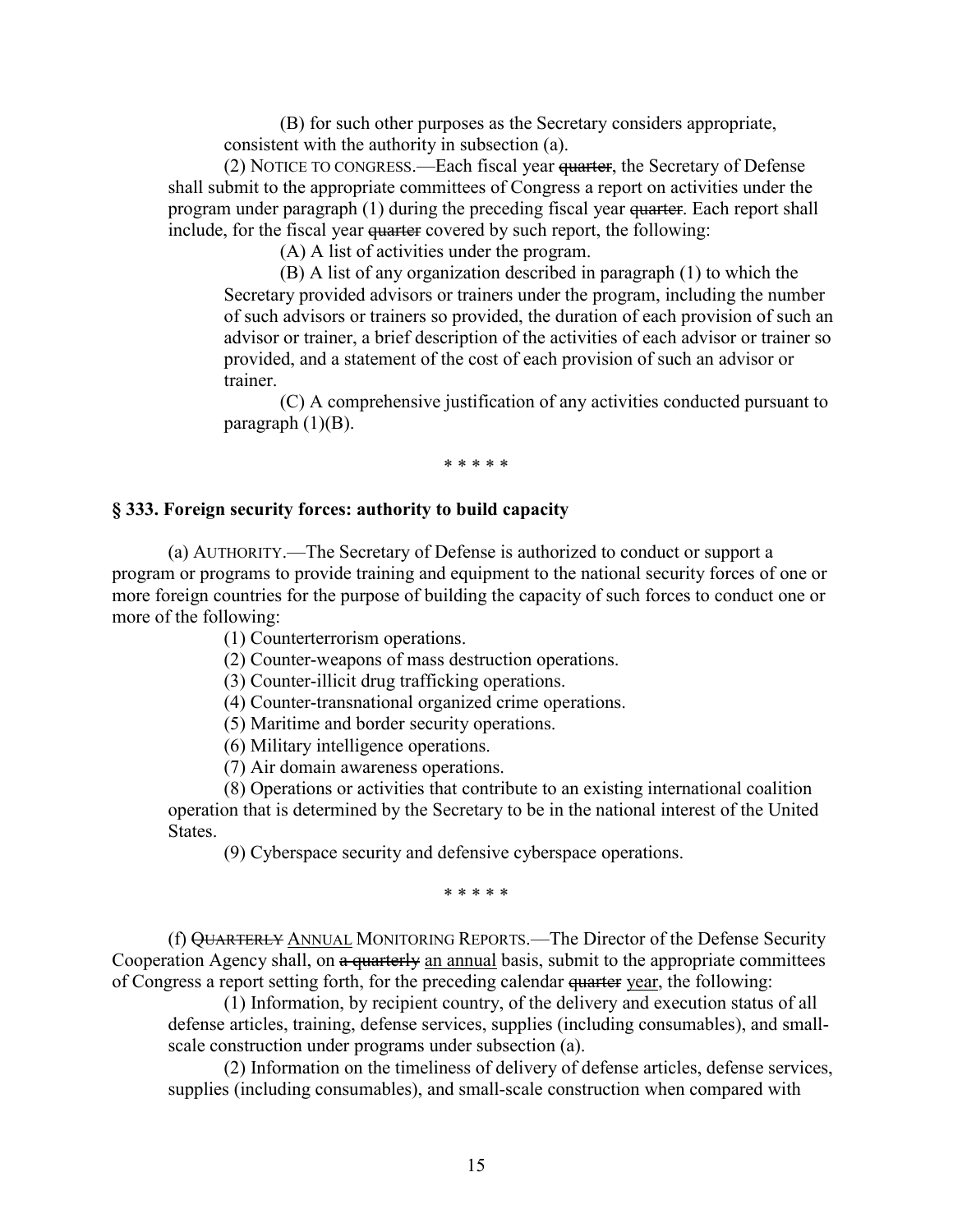(B) for such other purposes as the Secretary considers appropriate, consistent with the authority in subsection (a).

(2) NOTICE TO CONGRESS.—Each fiscal year ~~quarter~~, the Secretary of Defense shall submit to the appropriate committees of Congress a report on activities under the program under paragraph (1) during the preceding fiscal year ~~quarter~~. Each report shall include, for the fiscal year ~~quarter~~ covered by such report, the following:

(A) A list of activities under the program.

(B) A list of any organization described in paragraph (1) to which the Secretary provided advisors or trainers under the program, including the number of such advisors or trainers so provided, the duration of each provision of such an advisor or trainer, a brief description of the activities of each advisor or trainer so provided, and a statement of the cost of each provision of such an advisor or trainer.

(C) A comprehensive justification of any activities conducted pursuant to paragraph (1)(B).

\* \* \* \* \*

### § 333. Foreign security forces: authority to build capacity

(a) AUTHORITY.—The Secretary of Defense is authorized to conduct or support a program or programs to provide training and equipment to the national security forces of one or more foreign countries for the purpose of building the capacity of such forces to conduct one or more of the following:

(1) Counterterrorism operations.

(2) Counter-weapons of mass destruction operations.

(3) Counter-illicit drug trafficking operations.

(4) Counter-transnational organized crime operations.

(5) Maritime and border security operations.

(6) Military intelligence operations.

(7) Air domain awareness operations.

(8) Operations or activities that contribute to an existing international coalition operation that is determined by the Secretary to be in the national interest of the United States.

(9) Cyberspace security and defensive cyberspace operations.

\* \* \* \* \*

(f) ~~QUARTERLY~~ <u>ANNUAL</u> MONITORING REPORTS.—The Director of the Defense Security Cooperation Agency shall, on ~~a quarterly~~ <u>an annual</u> basis, submit to the appropriate committees of Congress a report setting forth, for the preceding calendar ~~quarter~~ <u>year</u>, the following:

(1) Information, by recipient country, of the delivery and execution status of all defense articles, training, defense services, supplies (including consumables), and small-scale construction under programs under subsection (a).

(2) Information on the timeliness of delivery of defense articles, defense services, supplies (including consumables), and small-scale construction when compared with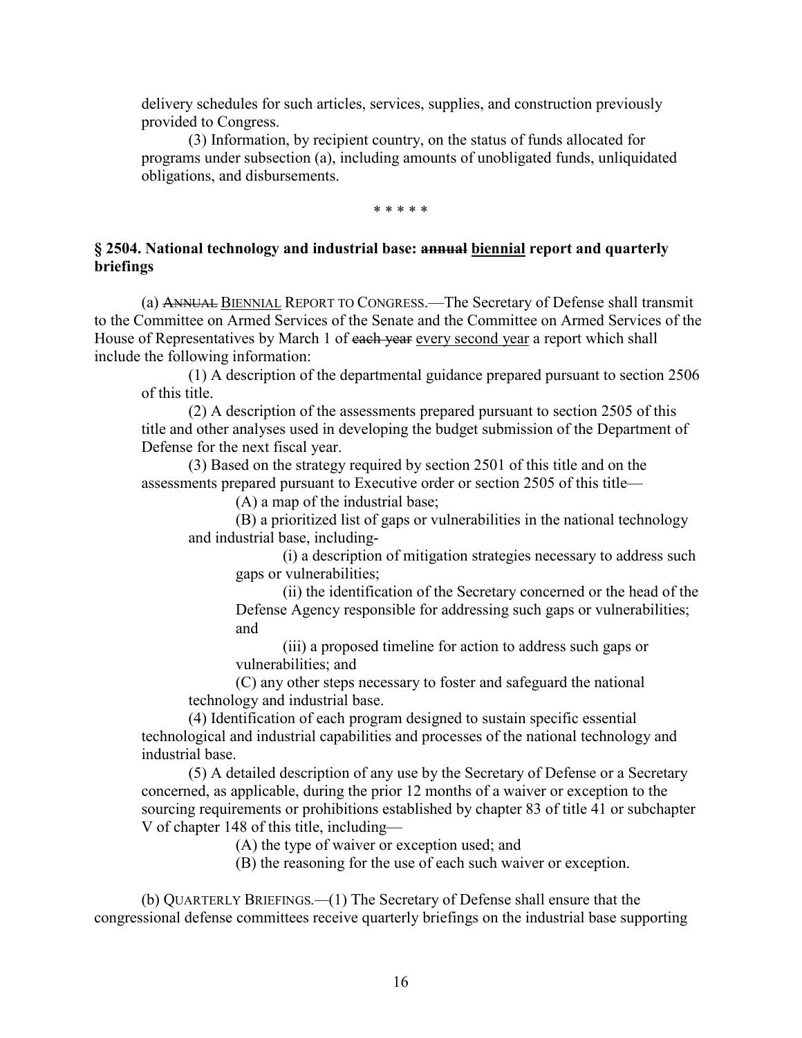delivery schedules for such articles, services, supplies, and construction previously provided to Congress.

(3) Information, by recipient country, on the status of funds allocated for programs under subsection (a), including amounts of unobligated funds, unliquidated obligations, and disbursements.

\* \* \* \* \*

**§ 2504. National technology and industrial base: ~~annual~~ <u>biennial</u> report and quarterly briefings**

(a) ~~ANNUAL~~ <u>BIENNIAL</u> REPORT TO CONGRESS.—The Secretary of Defense shall transmit to the Committee on Armed Services of the Senate and the Committee on Armed Services of the House of Representatives by March 1 of ~~each year~~ <u>every second year</u> a report which shall include the following information:

(1) A description of the departmental guidance prepared pursuant to section 2506 of this title.

(2) A description of the assessments prepared pursuant to section 2505 of this title and other analyses used in developing the budget submission of the Department of Defense for the next fiscal year.

(3) Based on the strategy required by section 2501 of this title and on the assessments prepared pursuant to Executive order or section 2505 of this title—

(A) a map of the industrial base;

(B) a prioritized list of gaps or vulnerabilities in the national technology and industrial base, including-

(i) a description of mitigation strategies necessary to address such gaps or vulnerabilities;

(ii) the identification of the Secretary concerned or the head of the Defense Agency responsible for addressing such gaps or vulnerabilities; and

(iii) a proposed timeline for action to address such gaps or vulnerabilities; and

(C) any other steps necessary to foster and safeguard the national technology and industrial base.

(4) Identification of each program designed to sustain specific essential technological and industrial capabilities and processes of the national technology and industrial base.

(5) A detailed description of any use by the Secretary of Defense or a Secretary concerned, as applicable, during the prior 12 months of a waiver or exception to the sourcing requirements or prohibitions established by chapter 83 of title 41 or subchapter V of chapter 148 of this title, including—

(A) the type of waiver or exception used; and

(B) the reasoning for the use of each such waiver or exception.

(b) QUARTERLY BRIEFINGS.—(1) The Secretary of Defense shall ensure that the congressional defense committees receive quarterly briefings on the industrial base supporting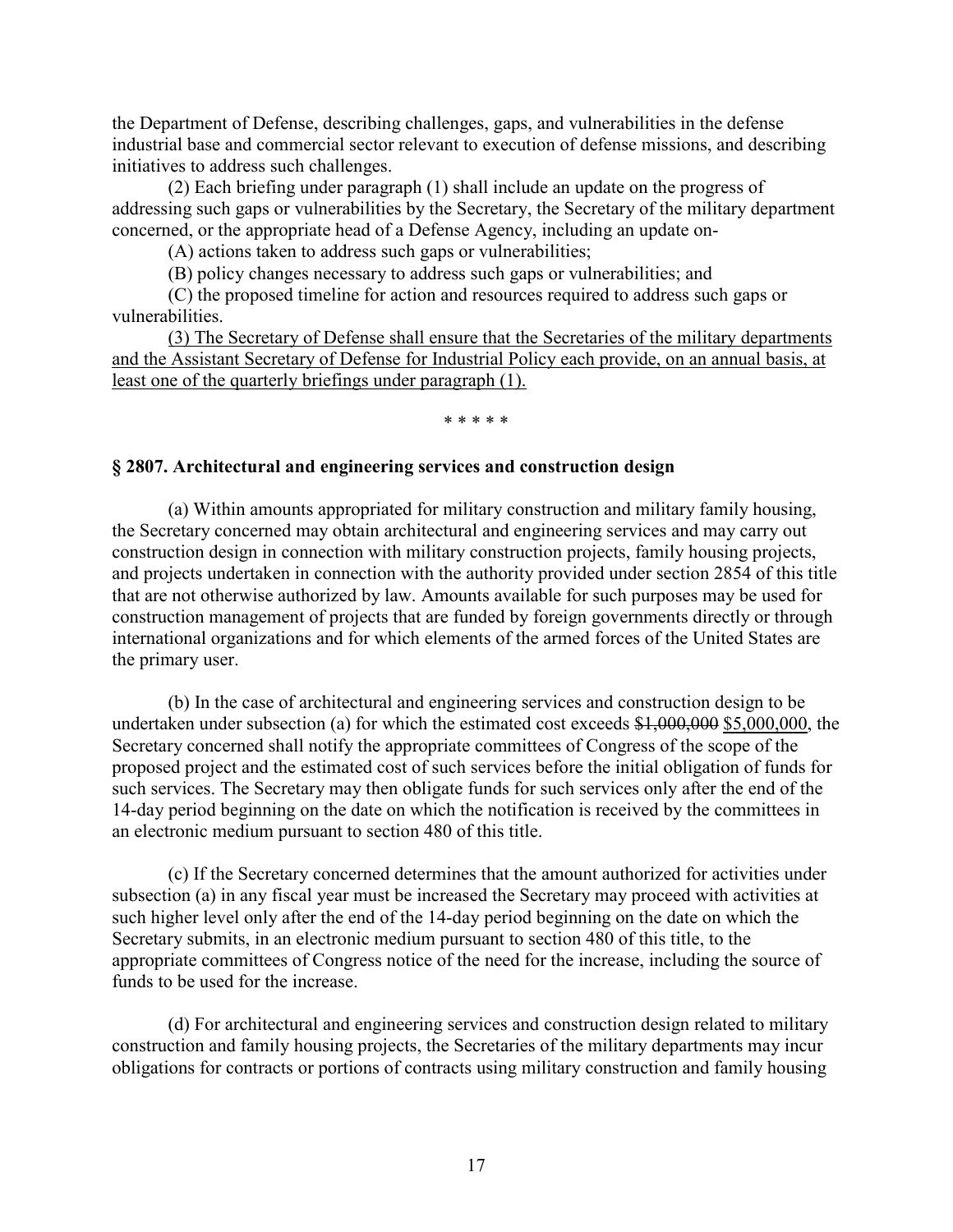the Department of Defense, describing challenges, gaps, and vulnerabilities in the defense industrial base and commercial sector relevant to execution of defense missions, and describing initiatives to address such challenges.

(2) Each briefing under paragraph (1) shall include an update on the progress of addressing such gaps or vulnerabilities by the Secretary, the Secretary of the military department concerned, or the appropriate head of a Defense Agency, including an update on-

(A) actions taken to address such gaps or vulnerabilities;

(B) policy changes necessary to address such gaps or vulnerabilities; and

(C) the proposed timeline for action and resources required to address such gaps or vulnerabilities.

<u>(3) The Secretary of Defense shall ensure that the Secretaries of the military departments and the Assistant Secretary of Defense for Industrial Policy each provide, on an annual basis, at least one of the quarterly briefings under paragraph (1).</u>

\* \* \* \* \*

### § 2807. Architectural and engineering services and construction design

(a) Within amounts appropriated for military construction and military family housing, the Secretary concerned may obtain architectural and engineering services and may carry out construction design in connection with military construction projects, family housing projects, and projects undertaken in connection with the authority provided under section 2854 of this title that are not otherwise authorized by law. Amounts available for such purposes may be used for construction management of projects that are funded by foreign governments directly or through international organizations and for which elements of the armed forces of the United States are the primary user.

(b) In the case of architectural and engineering services and construction design to be undertaken under subsection (a) for which the estimated cost exceeds ~~$1,000,000~~ <u>$5,000,000</u>, the Secretary concerned shall notify the appropriate committees of Congress of the scope of the proposed project and the estimated cost of such services before the initial obligation of funds for such services. The Secretary may then obligate funds for such services only after the end of the 14-day period beginning on the date on which the notification is received by the committees in an electronic medium pursuant to section 480 of this title.

(c) If the Secretary concerned determines that the amount authorized for activities under subsection (a) in any fiscal year must be increased the Secretary may proceed with activities at such higher level only after the end of the 14-day period beginning on the date on which the Secretary submits, in an electronic medium pursuant to section 480 of this title, to the appropriate committees of Congress notice of the need for the increase, including the source of funds to be used for the increase.

(d) For architectural and engineering services and construction design related to military construction and family housing projects, the Secretaries of the military departments may incur obligations for contracts or portions of contracts using military construction and family housing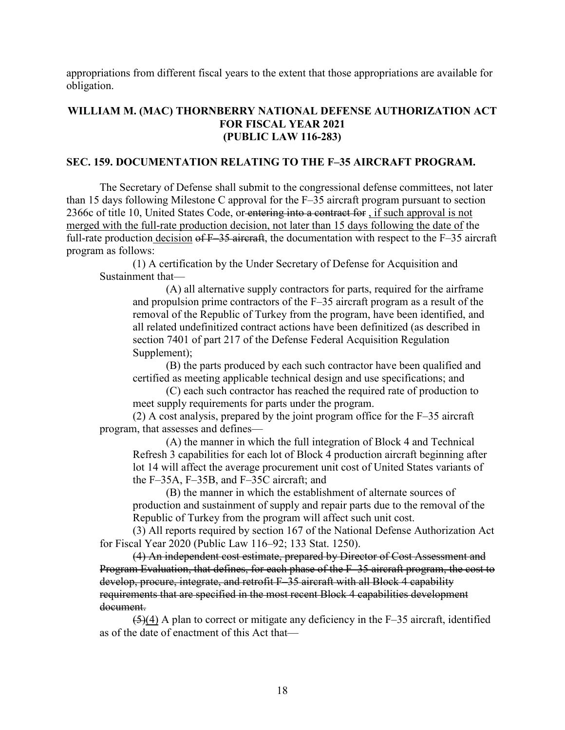appropriations from different fiscal years to the extent that those appropriations are available for obligation.

## WILLIAM M. (MAC) THORNBERRY NATIONAL DEFENSE AUTHORIZATION ACT FOR FISCAL YEAR 2021 (PUBLIC LAW 116-283)

### SEC. 159. DOCUMENTATION RELATING TO THE F–35 AIRCRAFT PROGRAM.

The Secretary of Defense shall submit to the congressional defense committees, not later than 15 days following Milestone C approval for the F–35 aircraft program pursuant to section 2366c of title 10, United States Code, or ~~entering into a contract for~~ <u>, if such approval is not merged with the full-rate production decision, not later than 15 days following the date of</u> the full-rate production <u>decision</u> ~~of F–35 aircraft~~, the documentation with respect to the F–35 aircraft program as follows:

(1) A certification by the Under Secretary of Defense for Acquisition and Sustainment that—

(A) all alternative supply contractors for parts, required for the airframe and propulsion prime contractors of the F–35 aircraft program as a result of the removal of the Republic of Turkey from the program, have been identified, and all related undefinitized contract actions have been definitized (as described in section 7401 of part 217 of the Defense Federal Acquisition Regulation Supplement);

(B) the parts produced by each such contractor have been qualified and certified as meeting applicable technical design and use specifications; and

(C) each such contractor has reached the required rate of production to meet supply requirements for parts under the program.

(2) A cost analysis, prepared by the joint program office for the F–35 aircraft program, that assesses and defines—

(A) the manner in which the full integration of Block 4 and Technical Refresh 3 capabilities for each lot of Block 4 production aircraft beginning after lot 14 will affect the average procurement unit cost of United States variants of the F–35A, F–35B, and F–35C aircraft; and

(B) the manner in which the establishment of alternate sources of production and sustainment of supply and repair parts due to the removal of the Republic of Turkey from the program will affect such unit cost.

(3) All reports required by section 167 of the National Defense Authorization Act for Fiscal Year 2020 (Public Law 116–92; 133 Stat. 1250).

~~(4) An independent cost estimate, prepared by Director of Cost Assessment and Program Evaluation, that defines, for each phase of the F–35 aircraft program, the cost to develop, procure, integrate, and retrofit F–35 aircraft with all Block 4 capability requirements that are specified in the most recent Block 4 capabilities development document.~~

~~(5)~~<u>(4)</u> A plan to correct or mitigate any deficiency in the F–35 aircraft, identified as of the date of enactment of this Act that—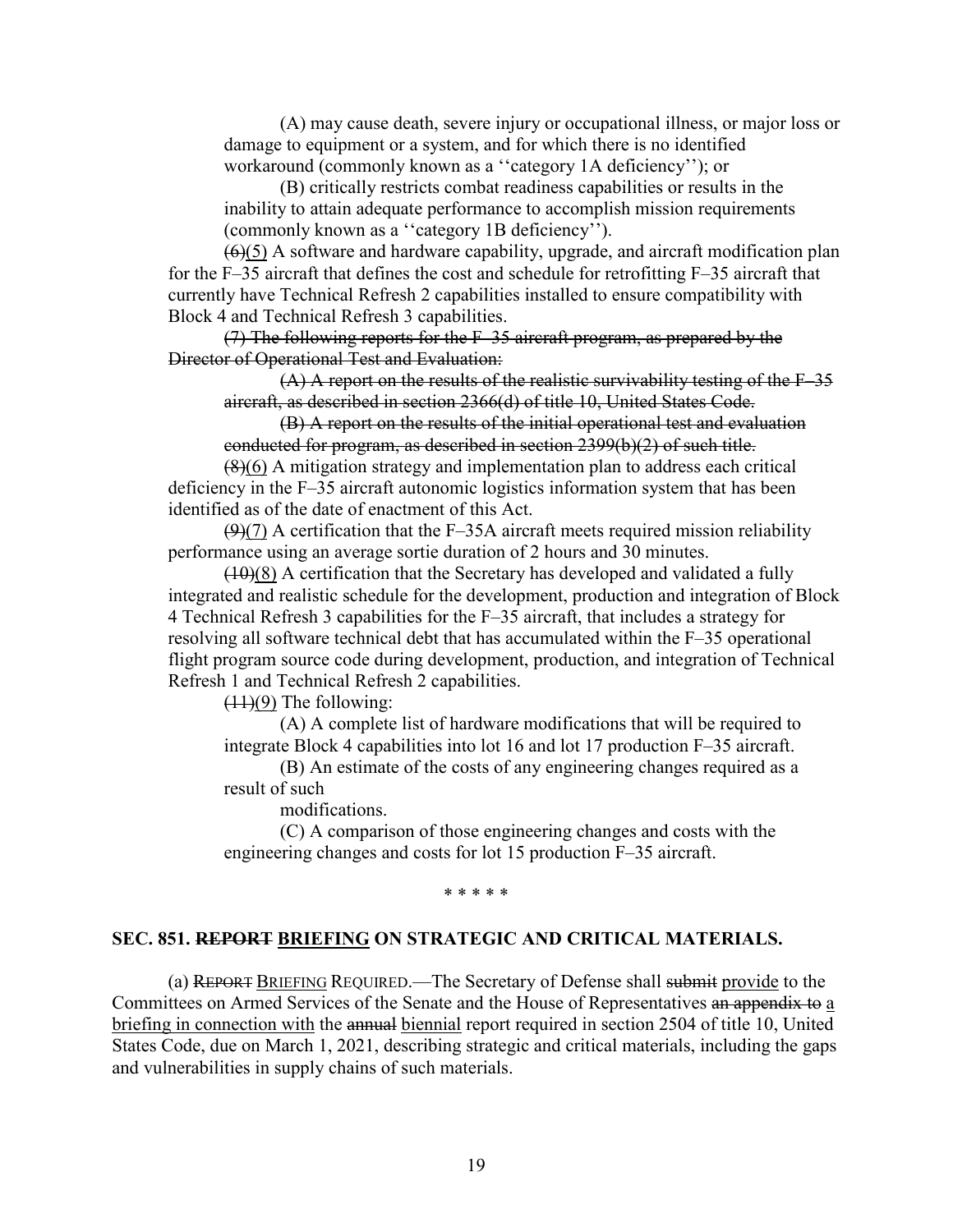(A) may cause death, severe injury or occupational illness, or major loss or damage to equipment or a system, and for which there is no identified workaround (commonly known as a ''category 1A deficiency''); or

(B) critically restricts combat readiness capabilities or results in the inability to attain adequate performance to accomplish mission requirements (commonly known as a ''category 1B deficiency'').

~~(6)~~(5) A software and hardware capability, upgrade, and aircraft modification plan for the F–35 aircraft that defines the cost and schedule for retrofitting F–35 aircraft that currently have Technical Refresh 2 capabilities installed to ensure compatibility with Block 4 and Technical Refresh 3 capabilities.

~~(7) The following reports for the F–35 aircraft program, as prepared by the Director of Operational Test and Evaluation:~~

~~(A) A report on the results of the realistic survivability testing of the F–35 aircraft, as described in section 2366(d) of title 10, United States Code.~~

~~(B) A report on the results of the initial operational test and evaluation conducted for program, as described in section 2399(b)(2) of such title.~~

~~(8)~~(6) A mitigation strategy and implementation plan to address each critical deficiency in the F–35 aircraft autonomic logistics information system that has been identified as of the date of enactment of this Act.

~~(9)~~(7) A certification that the F–35A aircraft meets required mission reliability performance using an average sortie duration of 2 hours and 30 minutes.

~~(10)~~(8) A certification that the Secretary has developed and validated a fully integrated and realistic schedule for the development, production and integration of Block 4 Technical Refresh 3 capabilities for the F–35 aircraft, that includes a strategy for resolving all software technical debt that has accumulated within the F–35 operational flight program source code during development, production, and integration of Technical Refresh 1 and Technical Refresh 2 capabilities.

~~(11)~~(9) The following:

(A) A complete list of hardware modifications that will be required to integrate Block 4 capabilities into lot 16 and lot 17 production F–35 aircraft.

(B) An estimate of the costs of any engineering changes required as a result of such modifications.

(C) A comparison of those engineering changes and costs with the engineering changes and costs for lot 15 production F–35 aircraft.

\* \* \* \* \*

**SEC. 851. ~~REPORT~~ BRIEFING ON STRATEGIC AND CRITICAL MATERIALS.**

(a) ~~REPORT~~ BRIEFING REQUIRED.—The Secretary of Defense shall ~~submit~~ provide to the Committees on Armed Services of the Senate and the House of Representatives ~~an appendix to~~ a briefing in connection with the ~~annual~~ biennial report required in section 2504 of title 10, United States Code, due on March 1, 2021, describing strategic and critical materials, including the gaps and vulnerabilities in supply chains of such materials.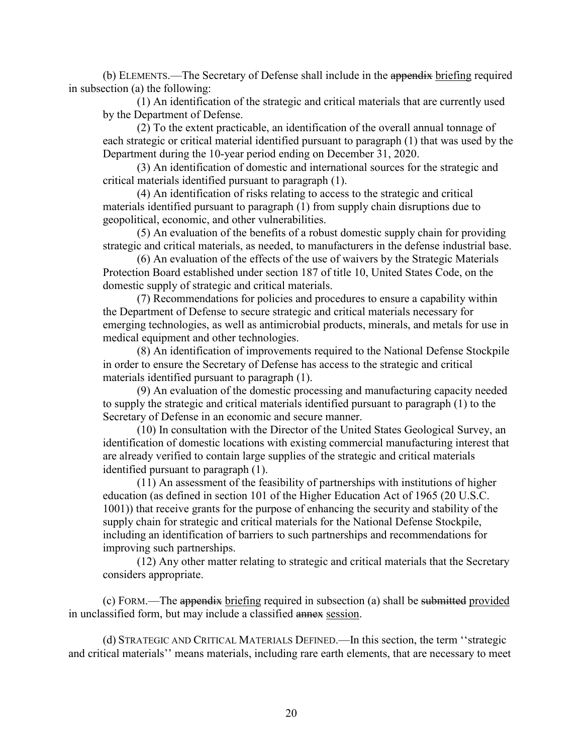(b) ELEMENTS.—The Secretary of Defense shall include in the ~~appendix~~ <u>briefing</u> required in subsection (a) the following:

(1) An identification of the strategic and critical materials that are currently used by the Department of Defense.

(2) To the extent practicable, an identification of the overall annual tonnage of each strategic or critical material identified pursuant to paragraph (1) that was used by the Department during the 10-year period ending on December 31, 2020.

(3) An identification of domestic and international sources for the strategic and critical materials identified pursuant to paragraph (1).

(4) An identification of risks relating to access to the strategic and critical materials identified pursuant to paragraph (1) from supply chain disruptions due to geopolitical, economic, and other vulnerabilities.

(5) An evaluation of the benefits of a robust domestic supply chain for providing strategic and critical materials, as needed, to manufacturers in the defense industrial base.

(6) An evaluation of the effects of the use of waivers by the Strategic Materials Protection Board established under section 187 of title 10, United States Code, on the domestic supply of strategic and critical materials.

(7) Recommendations for policies and procedures to ensure a capability within the Department of Defense to secure strategic and critical materials necessary for emerging technologies, as well as antimicrobial products, minerals, and metals for use in medical equipment and other technologies.

(8) An identification of improvements required to the National Defense Stockpile in order to ensure the Secretary of Defense has access to the strategic and critical materials identified pursuant to paragraph (1).

(9) An evaluation of the domestic processing and manufacturing capacity needed to supply the strategic and critical materials identified pursuant to paragraph (1) to the Secretary of Defense in an economic and secure manner.

(10) In consultation with the Director of the United States Geological Survey, an identification of domestic locations with existing commercial manufacturing interest that are already verified to contain large supplies of the strategic and critical materials identified pursuant to paragraph (1).

(11) An assessment of the feasibility of partnerships with institutions of higher education (as defined in section 101 of the Higher Education Act of 1965 (20 U.S.C. 1001)) that receive grants for the purpose of enhancing the security and stability of the supply chain for strategic and critical materials for the National Defense Stockpile, including an identification of barriers to such partnerships and recommendations for improving such partnerships.

(12) Any other matter relating to strategic and critical materials that the Secretary considers appropriate.

(c) FORM.—The ~~appendix~~ <u>briefing</u> required in subsection (a) shall be ~~submitted~~ <u>provided</u> in unclassified form, but may include a classified ~~annex~~ <u>session</u>.

(d) STRATEGIC AND CRITICAL MATERIALS DEFINED.—In this section, the term ''strategic and critical materials'' means materials, including rare earth elements, that are necessary to meet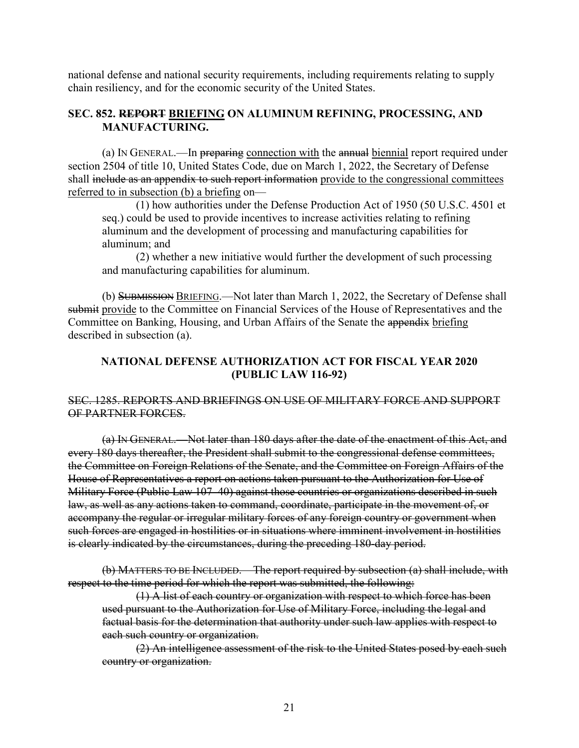national defense and national security requirements, including requirements relating to supply chain resiliency, and for the economic security of the United States.

### SEC. 852. ~~REPORT~~ <u>BRIEFING</u> ON ALUMINUM REFINING, PROCESSING, AND MANUFACTURING.

(a) IN GENERAL.—In ~~preparing~~ <u>connection with</u> the ~~annual~~ <u>biennial</u> report required under section 2504 of title 10, United States Code, due on March 1, 2022, the Secretary of Defense shall ~~include as an appendix to such report information~~ <u>provide to the congressional committees referred to in subsection (b) a briefing</u> on—

(1) how authorities under the Defense Production Act of 1950 (50 U.S.C. 4501 et seq.) could be used to provide incentives to increase activities relating to refining aluminum and the development of processing and manufacturing capabilities for aluminum; and

(2) whether a new initiative would further the development of such processing and manufacturing capabilities for aluminum.

(b) ~~SUBMISSION~~ <u>BRIEFING</u>.—Not later than March 1, 2022, the Secretary of Defense shall ~~submit~~ <u>provide</u> to the Committee on Financial Services of the House of Representatives and the Committee on Banking, Housing, and Urban Affairs of the Senate the ~~appendix~~ <u>briefing</u> described in subsection (a).

## NATIONAL DEFENSE AUTHORIZATION ACT FOR FISCAL YEAR 2020 (PUBLIC LAW 116-92)

~~SEC. 1285. REPORTS AND BRIEFINGS ON USE OF MILITARY FORCE AND SUPPORT OF PARTNER FORCES.~~

~~(a) IN GENERAL.—Not later than 180 days after the date of the enactment of this Act, and every 180 days thereafter, the President shall submit to the congressional defense committees, the Committee on Foreign Relations of the Senate, and the Committee on Foreign Affairs of the House of Representatives a report on actions taken pursuant to the Authorization for Use of Military Force (Public Law 107–40) against those countries or organizations described in such law, as well as any actions taken to command, coordinate, participate in the movement of, or accompany the regular or irregular military forces of any foreign country or government when such forces are engaged in hostilities or in situations where imminent involvement in hostilities is clearly indicated by the circumstances, during the preceding 180-day period.~~

~~(b) MATTERS TO BE INCLUDED.—The report required by subsection (a) shall include, with respect to the time period for which the report was submitted, the following:~~

~~(1) A list of each country or organization with respect to which force has been used pursuant to the Authorization for Use of Military Force, including the legal and factual basis for the determination that authority under such law applies with respect to each such country or organization.~~

~~(2) An intelligence assessment of the risk to the United States posed by each such country or organization.~~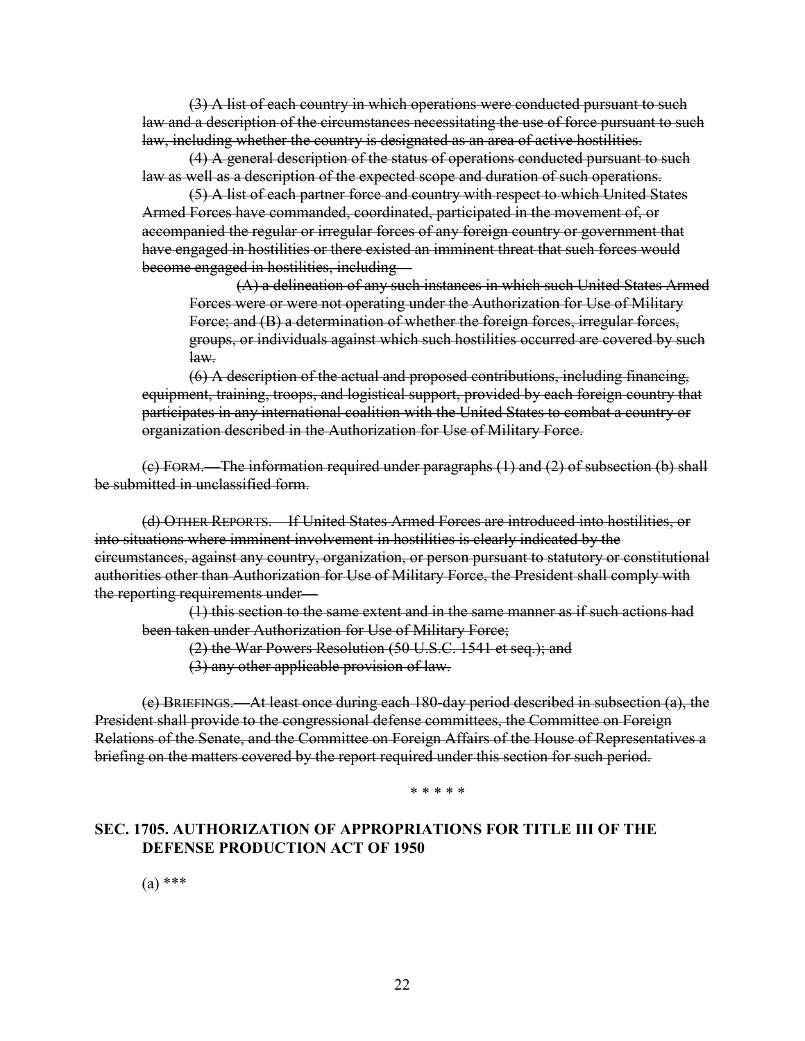~~(3) A list of each country in which operations were conducted pursuant to such law and a description of the circumstances necessitating the use of force pursuant to such law, including whether the country is designated as an area of active hostilities.~~

~~(4) A general description of the status of operations conducted pursuant to such law as well as a description of the expected scope and duration of such operations.~~

~~(5) A list of each partner force and country with respect to which United States Armed Forces have commanded, coordinated, participated in the movement of, or accompanied the regular or irregular forces of any foreign country or government that have engaged in hostilities or there existed an imminent threat that such forces would become engaged in hostilities, including—~~

~~(A) a delineation of any such instances in which such United States Armed Forces were or were not operating under the Authorization for Use of Military Force; and (B) a determination of whether the foreign forces, irregular forces, groups, or individuals against which such hostilities occurred are covered by such law.~~

~~(6) A description of the actual and proposed contributions, including financing, equipment, training, troops, and logistical support, provided by each foreign country that participates in any international coalition with the United States to combat a country or organization described in the Authorization for Use of Military Force.~~

~~(c) FORM.—The information required under paragraphs (1) and (2) of subsection (b) shall be submitted in unclassified form.~~

~~(d) OTHER REPORTS.—If United States Armed Forces are introduced into hostilities, or into situations where imminent involvement in hostilities is clearly indicated by the circumstances, against any country, organization, or person pursuant to statutory or constitutional authorities other than Authorization for Use of Military Force, the President shall comply with the reporting requirements under—~~

~~(1) this section to the same extent and in the same manner as if such actions had been taken under Authorization for Use of Military Force;~~

~~(2) the War Powers Resolution (50 U.S.C. 1541 et seq.); and~~

~~(3) any other applicable provision of law.~~

~~(e) BRIEFINGS.—At least once during each 180-day period described in subsection (a), the President shall provide to the congressional defense committees, the Committee on Foreign Relations of the Senate, and the Committee on Foreign Affairs of the House of Representatives a briefing on the matters covered by the report required under this section for such period.~~

\* \* \* \* \*

**SEC. 1705. AUTHORIZATION OF APPROPRIATIONS FOR TITLE III OF THE DEFENSE PRODUCTION ACT OF 1950**

(a) \*\*\*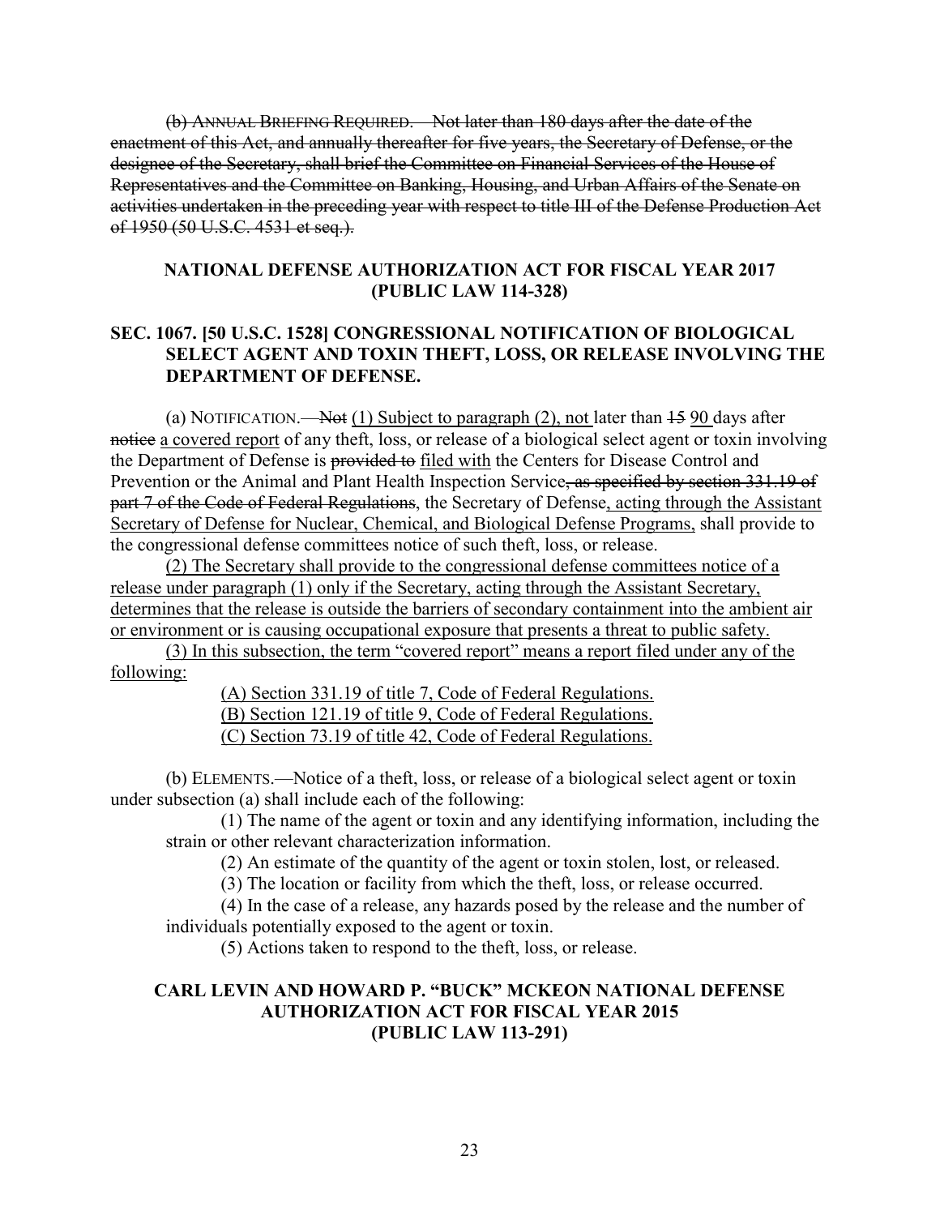~~(b) ANNUAL BRIEFING REQUIRED.—Not later than 180 days after the date of the enactment of this Act, and annually thereafter for five years, the Secretary of Defense, or the designee of the Secretary, shall brief the Committee on Financial Services of the House of Representatives and the Committee on Banking, Housing, and Urban Affairs of the Senate on activities undertaken in the preceding year with respect to title III of the Defense Production Act of 1950 (50 U.S.C. 4531 et seq.).~~

## NATIONAL DEFENSE AUTHORIZATION ACT FOR FISCAL YEAR 2017 (PUBLIC LAW 114-328)

### SEC. 1067. [50 U.S.C. 1528] CONGRESSIONAL NOTIFICATION OF BIOLOGICAL SELECT AGENT AND TOXIN THEFT, LOSS, OR RELEASE INVOLVING THE DEPARTMENT OF DEFENSE.

(a) NOTIFICATION.—~~Not~~ <u>(1) Subject to paragraph (2), not</u> later than ~~15~~ <u>90</u> days after ~~notice~~ <u>a covered report</u> of any theft, loss, or release of a biological select agent or toxin involving the Department of Defense is ~~provided to~~ <u>filed with</u> the Centers for Disease Control and Prevention or the Animal and Plant Health Inspection Service~~, as specified by section 331.19 of part 7 of the Code of Federal Regulations~~, the Secretary of Defense<u>, acting through the Assistant Secretary of Defense for Nuclear, Chemical, and Biological Defense Programs,</u> shall provide to the congressional defense committees notice of such theft, loss, or release.

<u>(2) The Secretary shall provide to the congressional defense committees notice of a release under paragraph (1) only if the Secretary, acting through the Assistant Secretary, determines that the release is outside the barriers of secondary containment into the ambient air or environment or is causing occupational exposure that presents a threat to public safety.</u>

<u>(3) In this subsection, the term "covered report" means a report filed under any of the following:</u>

<u>(A) Section 331.19 of title 7, Code of Federal Regulations.</u>

<u>(B) Section 121.19 of title 9, Code of Federal Regulations.</u>

<u>(C) Section 73.19 of title 42, Code of Federal Regulations.</u>

(b) ELEMENTS.—Notice of a theft, loss, or release of a biological select agent or toxin under subsection (a) shall include each of the following:

(1) The name of the agent or toxin and any identifying information, including the strain or other relevant characterization information.

(2) An estimate of the quantity of the agent or toxin stolen, lost, or released.

(3) The location or facility from which the theft, loss, or release occurred.

(4) In the case of a release, any hazards posed by the release and the number of individuals potentially exposed to the agent or toxin.

(5) Actions taken to respond to the theft, loss, or release.

## CARL LEVIN AND HOWARD P. "BUCK" MCKEON NATIONAL DEFENSE AUTHORIZATION ACT FOR FISCAL YEAR 2015 (PUBLIC LAW 113-291)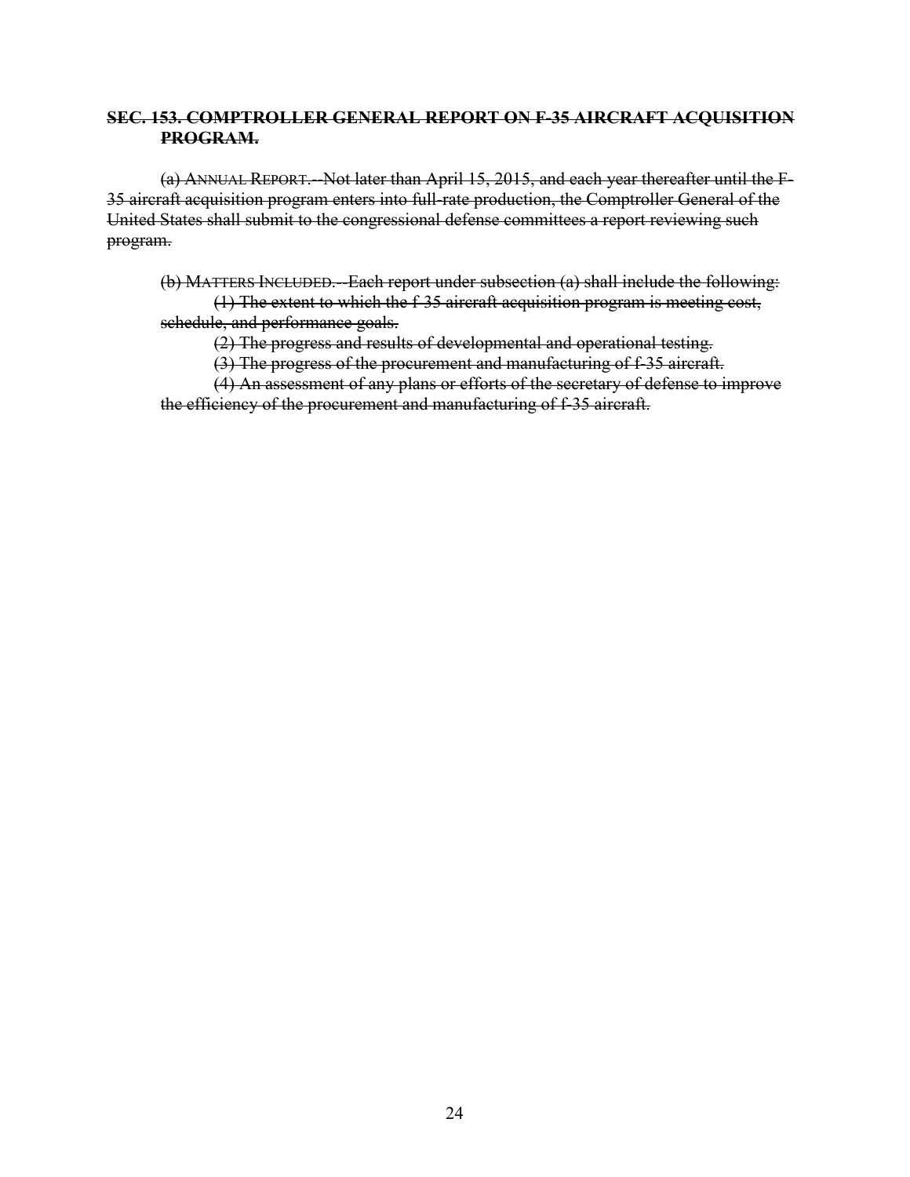**~~SEC. 153. COMPTROLLER GENERAL REPORT ON F-35 AIRCRAFT ACQUISITION PROGRAM.~~**

~~(a) ANNUAL REPORT.--Not later than April 15, 2015, and each year thereafter until the F-35 aircraft acquisition program enters into full-rate production, the Comptroller General of the United States shall submit to the congressional defense committees a report reviewing such program.~~

~~(b) MATTERS INCLUDED.--Each report under subsection (a) shall include the following:~~

~~(1) The extent to which the f-35 aircraft acquisition program is meeting cost, schedule, and performance goals.~~

~~(2) The progress and results of developmental and operational testing.~~

~~(3) The progress of the procurement and manufacturing of f-35 aircraft.~~

~~(4) An assessment of any plans or efforts of the secretary of defense to improve the efficiency of the procurement and manufacturing of f-35 aircraft.~~